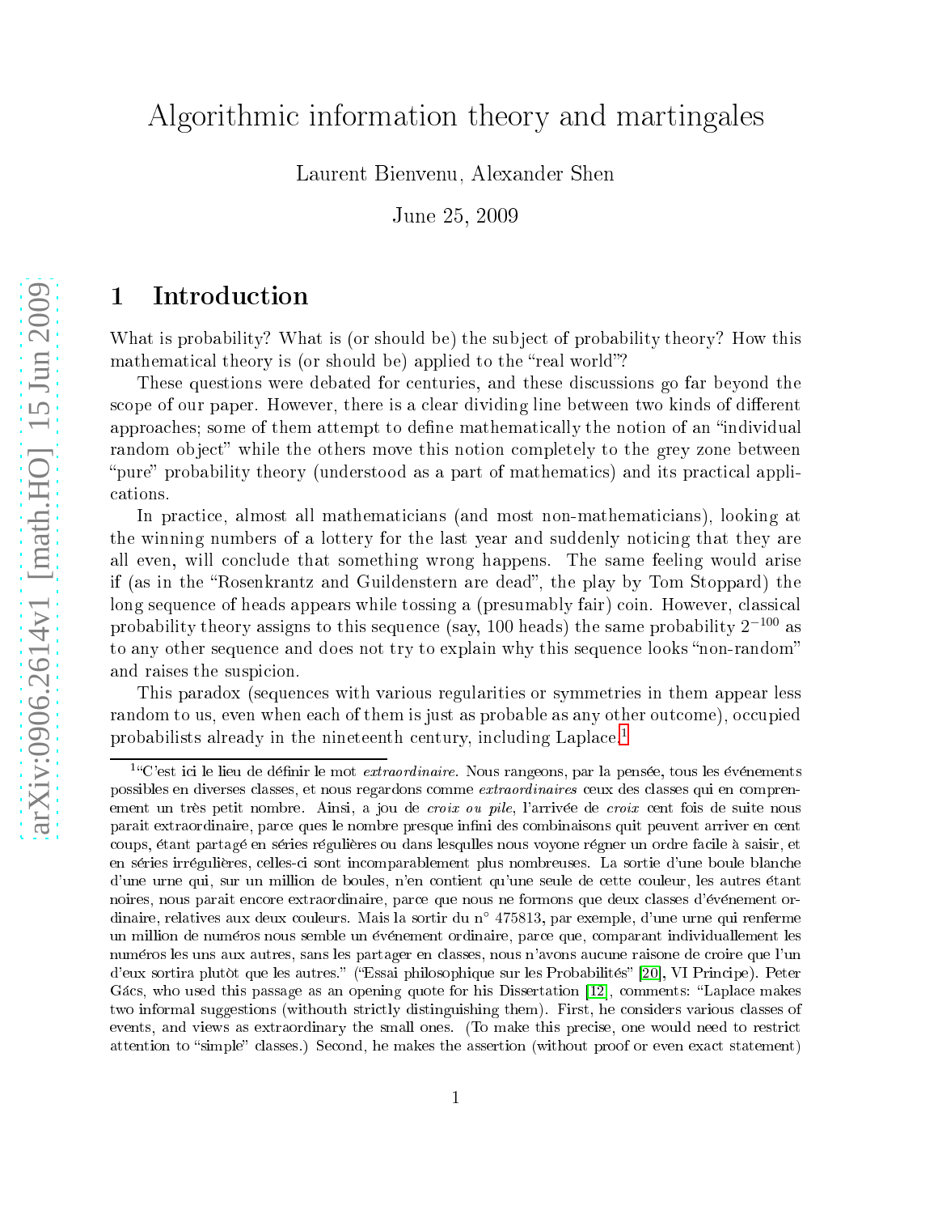# Algorithmic information theory and martingales

Laurent Bienvenu, Alexander Shen

June 25, 2009

## 1 Introduction

What is probability? What is (or should be) the subject of probability theory? How this mathematical theory is (or should be) applied to the "real world"?

These questions were debated for centuries, and these discussions go far beyond the scope of our paper. However, there is a clear dividing line between two kinds of different approaches; some of them attempt to define mathematically the notion of an "individual random object" while the others move this notion completely to the grey zone between "pure" probability theory (understood as a part of mathematics) and its practical applications.

In practice, almost all mathematicians (and most non-mathematicians), looking at the winning numbers of a lottery for the last year and suddenly noticing that they are all even, will conclude that something wrong happens. The same feeling would arise if (as in the "Rosenkrantz and Guildenstern are dead", the play by Tom Stoppard) the long sequence of heads appears while tossing a (presumably fair) coin. However, classical probability theory assigns to this sequence (say, 100 heads) the same probability $2^{-100}$ as to any other sequence and does not try to explain why this sequence looks "non-random" and raises the suspicion.

This paradox (sequences with various regularities or symmetries in them appear less random to us, even when each of them is just as probable as any other outcome), occupied probabilists already in the nineteenth century, including Laplace.[1]

[1] "C'est ici le lieu de définir le mot *extraordinaire*. Nous rangeons, par la pensée, tous les événements possibles en diverses classes, et nous regardons comme *extraordinaires* ceux des classes qui en comprenement un très petit nombre. Ainsi, a jou de *croix ou pile*, l'arrivée de *croix* cent fois de suite nous parait extraordinaire, parce ques le nombre presque infini des combinaisons quit peuvent arriver en cent coups, étant partagé en séries regulières ou dans lesqulles nous voyone régner un ordre facile à saisir, et en séries irrégulières, celles-ci sont incomparablement plus nombreuses. La sortie d'une boule blanche d'une urne qui, sur un million de boules, n'en contient qu'une seule de cette couleur, les autres étant noires, nous parait encore extraordinaire, parce que nous ne formons que deux classes d'événement ordinaire, relatives aux deux couleurs. Mais la sortir du n° 475813, par exemple, d'une urne qui renferme un million de numéros nous semble un événement ordinaire, parce que, comparant individuallement les numéros les uns aux autres, sans les partager en classes, nous n'avons aucune raisone de croire que l'un d'eux sortira plutòt que les autres." ("Essai philosophique sur les Probabilités" [20], VI Principe). Peter Gács, who used this passage as an opening quote for his Dissertation [12], comments: "Laplace makes two informal suggestions (withouth strictly distinguishing them). First, he considers various classes of events, and views as extraordinary the small ones. (To make this precise, one would need to restrict attention to "simple" classes.) Second, he makes the assertion (without proof or even exact statement)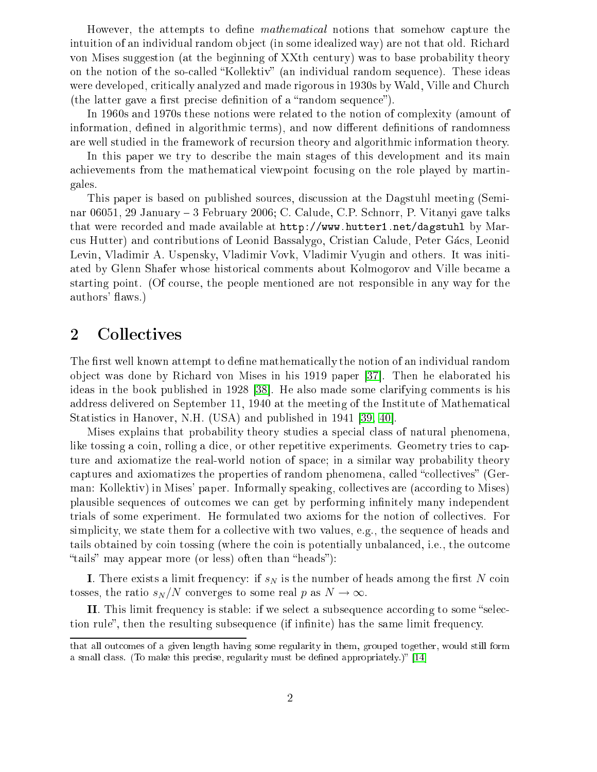However, the attempts to define *mathematical* notions that somehow capture the intuition of an individual random object (in some idealized way) are not that old. Richard von Mises suggestion (at the beginning of XXth century) was to base probability theory on the notion of the so-called "Kollektiv" (an individual random sequence). These ideas were developed, critically analyzed and made rigorous in 1930s by Wald, Ville and Church (the latter gave a first precise definition of a "random sequence").

In 1960s and 1970s these notions were related to the notion of complexity (amount of information, defined in algorithmic terms), and now different definitions of randomness are well studied in the framework of recursion theory and algorithmic information theory.

In this paper we try to describe the main stages of this development and its main achievements from the mathematical viewpoint focusing on the role played by martingales.

This paper is based on published sources, discussion at the Dagstuhl meeting (Seminar 06051, 29 January – 3 February 2006; C. Calude, C.P. Schnorr, P. Vitanyi gave talks that were recorded and made available at `http://www.hutter1.net/dagstuhl` by Marcus Hutter) and contributions of Leonid Bassalygo, Cristian Calude, Peter Gács, Leonid Levin, Vladimir A. Uspensky, Vladimir Vovk, Vladimir Vyugin and others. It was initiated by Glenn Shafer whose historical comments about Kolmogorov and Ville became a starting point. (Of course, the people mentioned are not responsible in any way for the authors' flaws.)

## 2 Collectives

The first well known attempt to define mathematically the notion of an individual random object was done by Richard von Mises in his 1919 paper [37]. Then he elaborated his ideas in the book published in 1928 [38]. He also made some clarifying comments is his address delivered on September 11, 1940 at the meeting of the Institute of Mathematical Statistics in Hanover, N.H. (USA) and published in 1941 [39, 40].

Mises explains that probability theory studies a special class of natural phenomena, like tossing a coin, rolling a dice, or other repetitive experiments. Geometry tries to capture and axiomatize the real-world notion of space; in a similar way probability theory captures and axiomatizes the properties of random phenomena, called "collectives" (German: Kollektiv) in Mises' paper. Informally speaking, collectives are (according to Mises) plausible sequences of outcomes we can get by performing infinitely many independent trials of some experiment. He formulated two axioms for the notion of collectives. For simplicity, we state them for a collective with two values, e.g., the sequence of heads and tails obtained by coin tossing (where the coin is potentially unbalanced, i.e., the outcome "tails" may appear more (or less) often than "heads"):

**I**. There exists a limit frequency: if $s_N$ is the number of heads among the first $N$ coin tosses, the ratio $s_N/N$ converges to some real $p$ as $N \to \infty$.

**II**. This limit frequency is stable: if we select a subsequence according to some "selection rule", then the resulting subsequence (if infinite) has the same limit frequency.

---

that all outcomes of a given length having some regularity in them, grouped together, would still form a small class. (To make this precise, regularity must be defined appropriately.)" [14]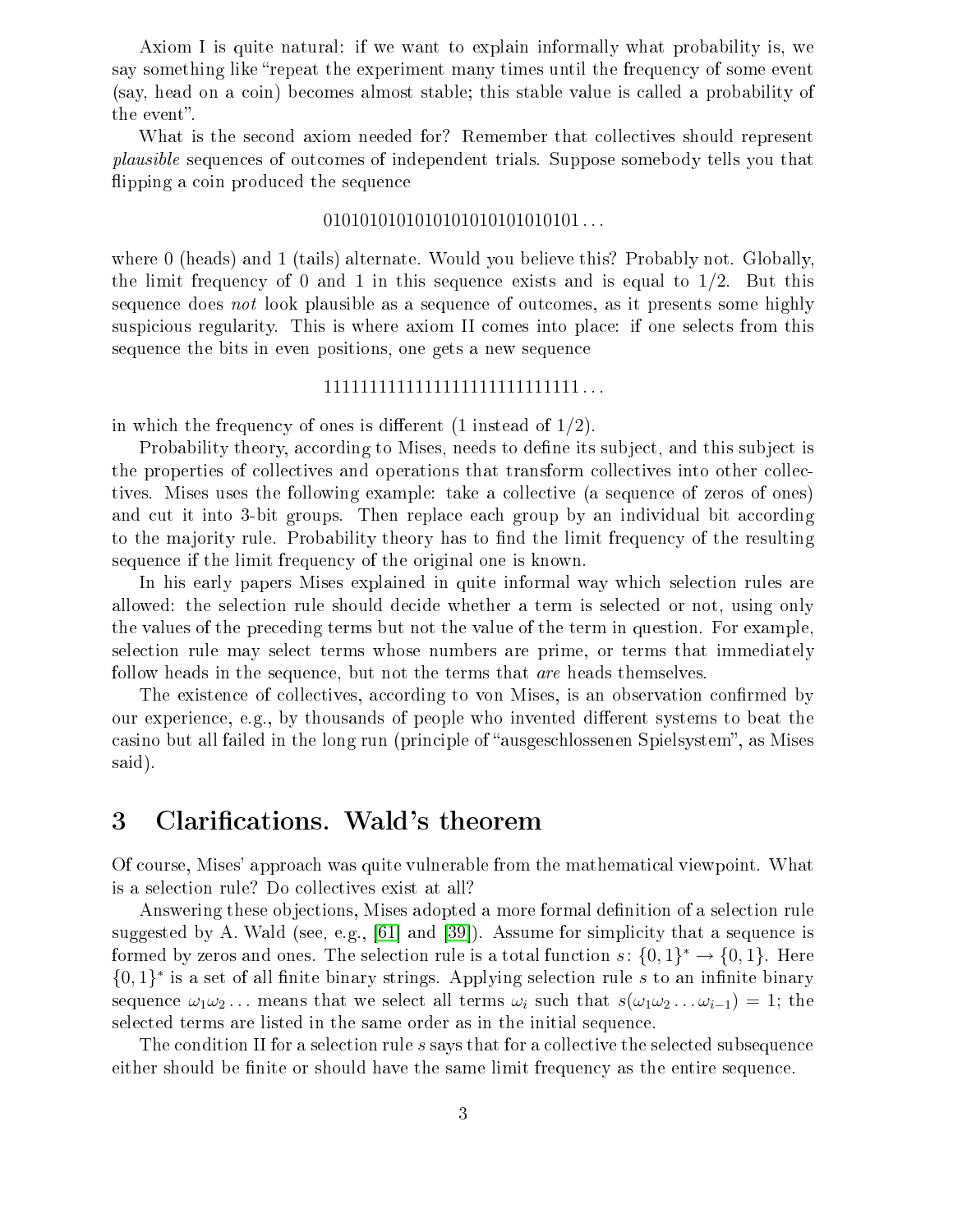Axiom I is quite natural: if we want to explain informally what probability is, we say something like "repeat the experiment many times until the frequency of some event (say, head on a coin) becomes almost stable; this stable value is called a probability of the event".

What is the second axiom needed for? Remember that collectives should represent *plausible* sequences of outcomes of independent trials. Suppose somebody tells you that flipping a coin produced the sequence

$$0101010101010101010101010101\ldots$$

where 0 (heads) and 1 (tails) alternate. Would you believe this? Probably not. Globally, the limit frequency of 0 and 1 in this sequence exists and is equal to 1/2. But this sequence does *not* look plausible as a sequence of outcomes, as it presents some highly suspicious regularity. This is where axiom II comes into place: if one selects from this sequence the bits in even positions, one gets a new sequence

$$1111111111111111111111111111\ldots$$

in which the frequency of ones is different (1 instead of 1/2).

Probability theory, according to Mises, needs to define its subject, and this subject is the properties of collectives and operations that transform collectives into other collectives. Mises uses the following example: take a collective (a sequence of zeros of ones) and cut it into 3-bit groups. Then replace each group by an individual bit according to the majority rule. Probability theory has to find the limit frequency of the resulting sequence if the limit frequency of the original one is known.

In his early papers Mises explained in quite informal way which selection rules are allowed: the selection rule should decide whether a term is selected or not, using only the values of the preceding terms but not the value of the term in question. For example, selection rule may select terms whose numbers are prime, or terms that immediately follow heads in the sequence, but not the terms that *are* heads themselves.

The existence of collectives, according to von Mises, is an observation confirmed by our experience, e.g., by thousands of people who invented different systems to beat the casino but all failed in the long run (principle of "ausgeschlossenen Spielsystem", as Mises said).

## 3 Clarifications. Wald's theorem

Of course, Mises' approach was quite vulnerable from the mathematical viewpoint. What is a selection rule? Do collectives exist at all?

Answering these objections, Mises adopted a more formal definition of a selection rule suggested by A. Wald (see, e.g., [61] and [39]). Assume for simplicity that a sequence is formed by zeros and ones. The selection rule is a total function $s\colon \{0,1\}^* \to \{0,1\}$. Here $\{0,1\}^*$ is a set of all finite binary strings. Applying selection rule $s$ to an infinite binary sequence $\omega_1\omega_2\ldots$ means that we select all terms $\omega_i$ such that $s(\omega_1\omega_2\ldots\omega_{i-1}) = 1$; the selected terms are listed in the same order as in the initial sequence.

The condition II for a selection rule $s$ says that for a collective the selected subsequence either should be finite or should have the same limit frequency as the entire sequence.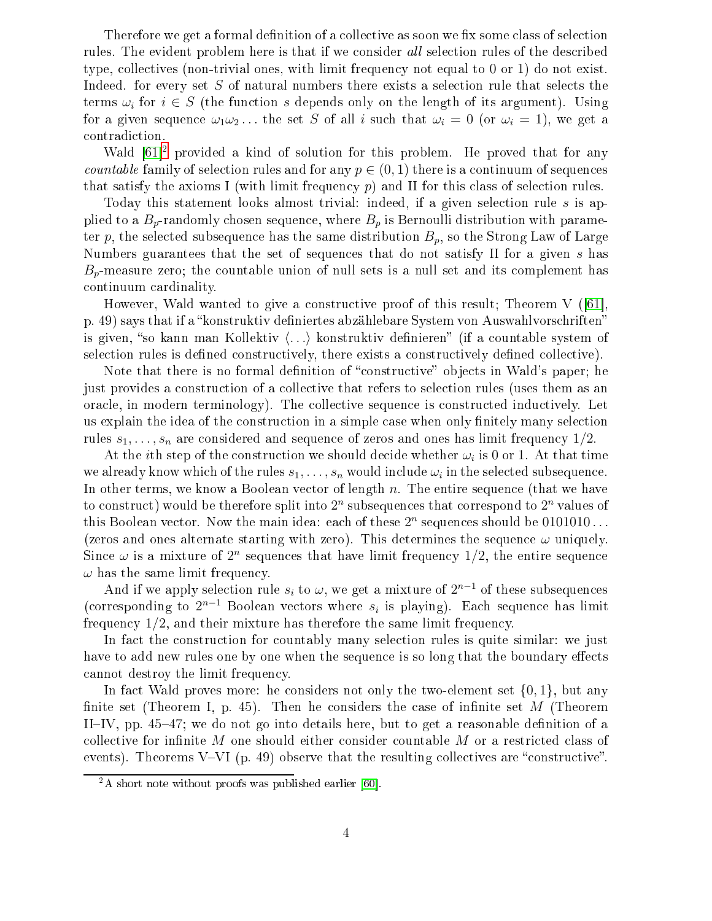Therefore we get a formal definition of a collective as soon we fix some class of selection rules. The evident problem here is that if we consider *all* selection rules of the described type, collectives (non-trivial ones, with limit frequency not equal to 0 or 1) do not exist. Indeed. for every set $S$ of natural numbers there exists a selection rule that selects the terms $\omega_i$ for $i \in S$ (the function $s$ depends only on the length of its argument). Using for a given sequence $\omega_1\omega_2\ldots$ the set $S$ of all $i$ such that $\omega_i = 0$ (or $\omega_i = 1$), we get a contradiction.

Wald [61][2] provided a kind of solution for this problem. He proved that for any *countable* family of selection rules and for any $p \in (0,1)$ there is a continuum of sequences that satisfy the axioms I (with limit frequency $p$) and II for this class of selection rules.

Today this statement looks almost trivial: indeed, if a given selection rule $s$ is applied to a $B_p$-randomly chosen sequence, where $B_p$ is Bernoulli distribution with parameter $p$, the selected subsequence has the same distribution $B_p$, so the Strong Law of Large Numbers guarantees that the set of sequences that do not satisfy II for a given $s$ has $B_p$-measure zero; the countable union of null sets is a null set and its complement has continuum cardinality.

However, Wald wanted to give a constructive proof of this result; Theorem V ([61], p. 49) says that if a "konstruktiv definiertes abzählebare System von Auswahlvorschriften" is given, "so kann man Kollektiv $\langle\ldots\rangle$ konstruktiv definieren" (if a countable system of selection rules is defined constructively, there exists a constructively defined collective).

Note that there is no formal definition of "constructive" objects in Wald's paper; he just provides a construction of a collective that refers to selection rules (uses them as an oracle, in modern terminology). The collective sequence is constructed inductively. Let us explain the idea of the construction in a simple case when only finitely many selection rules $s_1,\ldots,s_n$ are considered and sequence of zeros and ones has limit frequency $1/2$.

At the $i$th step of the construction we should decide whether $\omega_i$ is 0 or 1. At that time we already know which of the rules $s_1,\ldots,s_n$ would include $\omega_i$ in the selected subsequence. In other terms, we know a Boolean vector of length $n$. The entire sequence (that we have to construct) would be therefore split into $2^n$ subsequences that correspond to $2^n$ values of this Boolean vector. Now the main idea: each of these $2^n$ sequences should be $0101010\ldots$ (zeros and ones alternate starting with zero). This determines the sequence $\omega$ uniquely. Since $\omega$ is a mixture of $2^n$ sequences that have limit frequency $1/2$, the entire sequence $\omega$ has the same limit frequency.

And if we apply selection rule $s_i$ to $\omega$, we get a mixture of $2^{n-1}$ of these subsequences (corresponding to $2^{n-1}$ Boolean vectors where $s_i$ is playing). Each sequence has limit frequency $1/2$, and their mixture has therefore the same limit frequency.

In fact the construction for countably many selection rules is quite similar: we just have to add new rules one by one when the sequence is so long that the boundary effects cannot destroy the limit frequency.

In fact Wald proves more: he considers not only the two-element set $\{0,1\}$, but any finite set (Theorem I, p. 45). Then he considers the case of infinite set $M$ (Theorem II–IV, pp. 45–47; we do not go into details here, but to get a reasonable definition of a collective for infinite $M$ one should either consider countable $M$ or a restricted class of events). Theorems V–VI (p. 49) observe that the resulting collectives are "constructive".

[2] A short note without proofs was published earlier [60].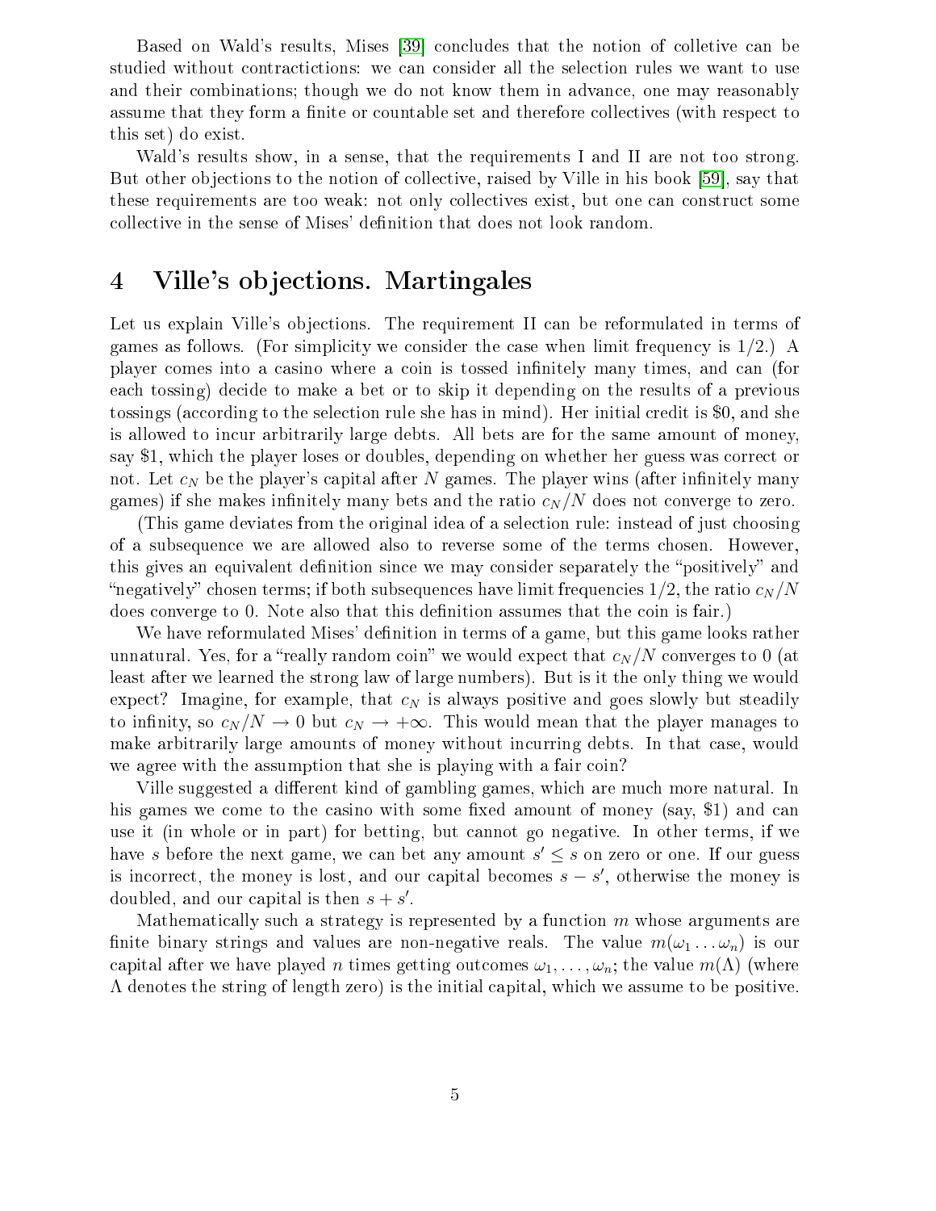Based on Wald's results, Mises [39] concludes that the notion of colletive can be studied without contractictions: we can consider all the selection rules we want to use and their combinations; though we do not know them in advance, one may reasonably assume that they form a finite or countable set and therefore collectives (with respect to this set) do exist.

Wald's results show, in a sense, that the requirements I and II are not too strong. But other objections to the notion of collective, raised by Ville in his book [59], say that these requirements are too weak: not only collectives exist, but one can construct some collective in the sense of Mises' definition that does not look random.

# 4 Ville's objections. Martingales

Let us explain Ville's objections. The requirement II can be reformulated in terms of games as follows. (For simplicity we consider the case when limit frequency is $1/2$.) A player comes into a casino where a coin is tossed infinitely many times, and can (for each tossing) decide to make a bet or to skip it depending on the results of a previous tossings (according to the selection rule she has in mind). Her initial credit is \$0, and she is allowed to incur arbitrarily large debts. All bets are for the same amount of money, say \$1, which the player loses or doubles, depending on whether her guess was correct or not. Let $c_N$ be the player's capital after $N$ games. The player wins (after infinitely many games) if she makes infinitely many bets and the ratio $c_N/N$ does not converge to zero.

(This game deviates from the original idea of a selection rule: instead of just choosing of a subsequence we are allowed also to reverse some of the terms chosen. However, this gives an equivalent definition since we may consider separately the "positively" and "negatively" chosen terms; if both subsequences have limit frequencies $1/2$, the ratio $c_N/N$ does converge to 0. Note also that this definition assumes that the coin is fair.)

We have reformulated Mises' definition in terms of a game, but this game looks rather unnatural. Yes, for a "really random coin" we would expect that $c_N/N$ converges to 0 (at least after we learned the strong law of large numbers). But is it the only thing we would expect? Imagine, for example, that $c_N$ is always positive and goes slowly but steadily to infinity, so $c_N/N \to 0$ but $c_N \to +\infty$. This would mean that the player manages to make arbitrarily large amounts of money without incurring debts. In that case, would we agree with the assumption that she is playing with a fair coin?

Ville suggested a different kind of gambling games, which are much more natural. In his games we come to the casino with some fixed amount of money (say, \$1) and can use it (in whole or in part) for betting, but cannot go negative. In other terms, if we have $s$ before the next game, we can bet any amount $s' \le s$ on zero or one. If our guess is incorrect, the money is lost, and our capital becomes $s - s'$, otherwise the money is doubled, and our capital is then $s + s'$.

Mathematically such a strategy is represented by a function $m$ whose arguments are finite binary strings and values are non-negative reals. The value $m(\omega_1 \ldots \omega_n)$ is our capital after we have played $n$ times getting outcomes $\omega_1, \ldots, \omega_n$; the value $m(\Lambda)$ (where $\Lambda$ denotes the string of length zero) is the initial capital, which we assume to be positive.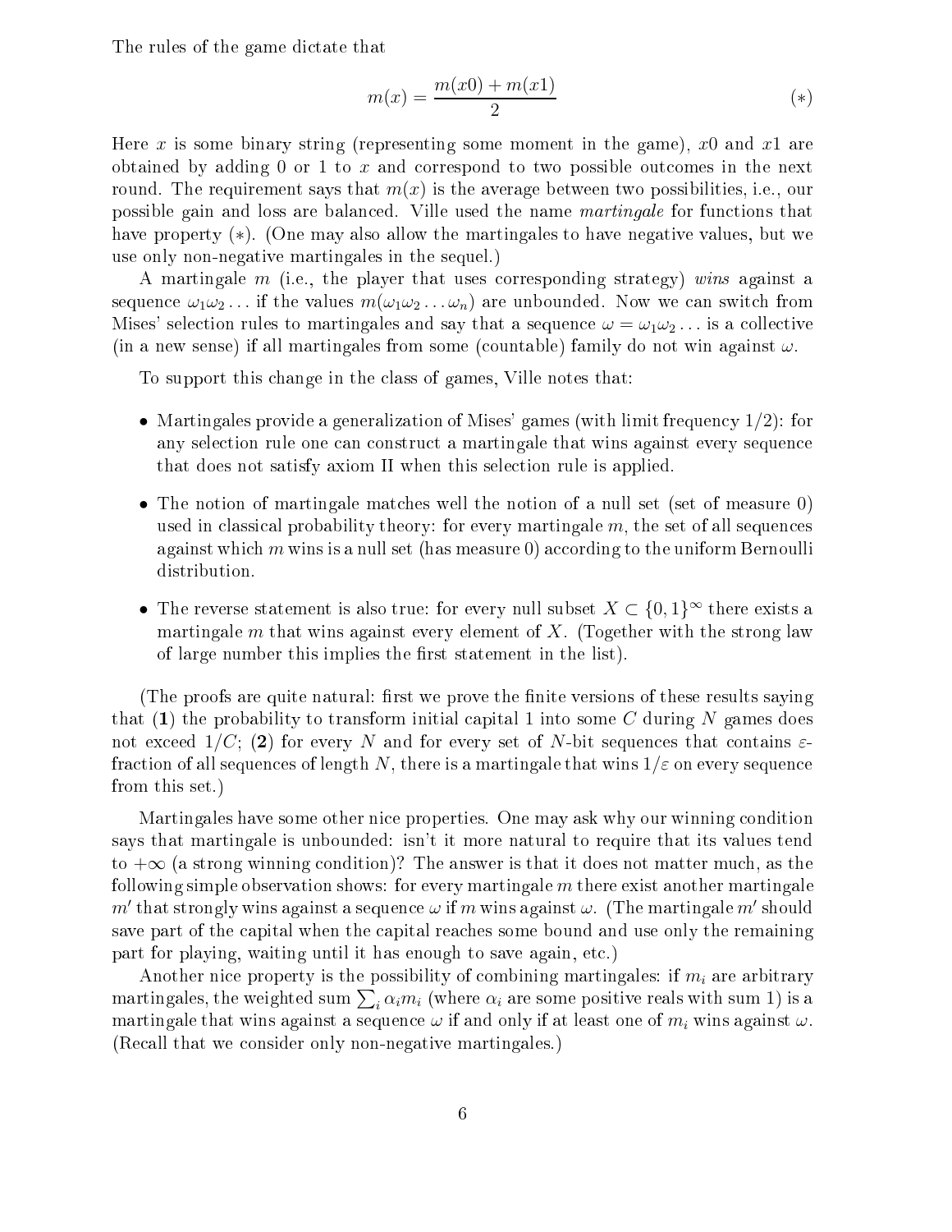The rules of the game dictate that

$$m(x) = \frac{m(x0) + m(x1)}{2} \qquad (*)$$

Here $x$ is some binary string (representing some moment in the game), $x0$ and $x1$ are obtained by adding 0 or 1 to $x$ and correspond to two possible outcomes in the next round. The requirement says that $m(x)$ is the average between two possibilities, i.e., our possible gain and loss are balanced. Ville used the name *martingale* for functions that have property $(*)$. (One may also allow the martingales to have negative values, but we use only non-negative martingales in the sequel.)

A martingale $m$ (i.e., the player that uses corresponding strategy) *wins* against a sequence $\omega_1\omega_2\ldots$ if the values $m(\omega_1\omega_2\ldots\omega_n)$ are unbounded. Now we can switch from Mises' selection rules to martingales and say that a sequence $\omega = \omega_1\omega_2\ldots$ is a collective (in a new sense) if all martingales from some (countable) family do not win against $\omega$.

To support this change in the class of games, Ville notes that:

- Martingales provide a generalization of Mises' games (with limit frequency $1/2$): for any selection rule one can construct a martingale that wins against every sequence that does not satisfy axiom II when this selection rule is applied.
- The notion of martingale matches well the notion of a null set (set of measure 0) used in classical probability theory: for every martingale $m$, the set of all sequences against which $m$ wins is a null set (has measure 0) according to the uniform Bernoulli distribution.
- The reverse statement is also true: for every null subset $X \subset \{0,1\}^\infty$ there exists a martingale $m$ that wins against every element of $X$. (Together with the strong law of large number this implies the first statement in the list).

(The proofs are quite natural: first we prove the finite versions of these results saying that (**1**) the probability to transform initial capital 1 into some $C$ during $N$ games does not exceed $1/C$; (**2**) for every $N$ and for every set of $N$-bit sequences that contains $\varepsilon$-fraction of all sequences of length $N$, there is a martingale that wins $1/\varepsilon$ on every sequence from this set.)

Martingales have some other nice properties. One may ask why our winning condition says that martingale is unbounded: isn't it more natural to require that its values tend to $+\infty$ (a strong winning condition)? The answer is that it does not matter much, as the following simple observation shows: for every martingale $m$ there exist another martingale $m'$ that strongly wins against a sequence $\omega$ if $m$ wins against $\omega$. (The martingale $m'$ should save part of the capital when the capital reaches some bound and use only the remaining part for playing, waiting until it has enough to save again, etc.)

Another nice property is the possibility of combining martingales: if $m_i$ are arbitrary martingales, the weighted sum $\sum_i \alpha_i m_i$ (where $\alpha_i$ are some positive reals with sum 1) is a martingale that wins against a sequence $\omega$ if and only if at least one of $m_i$ wins against $\omega$. (Recall that we consider only non-negative martingales.)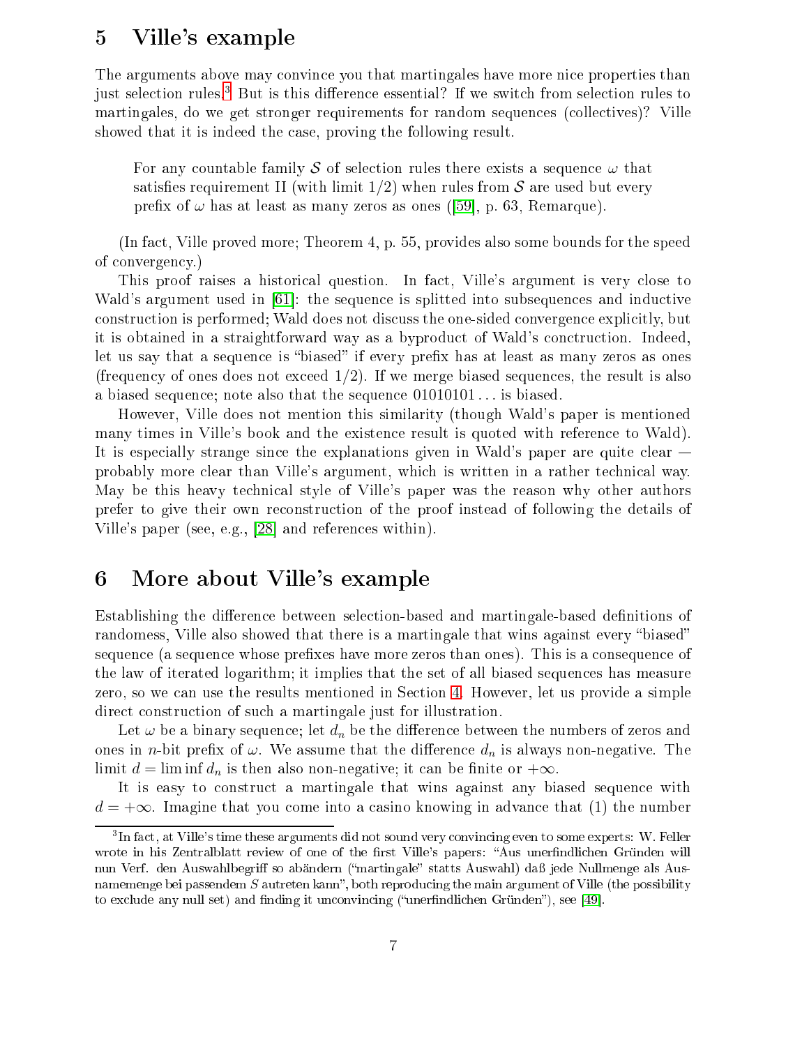## 5 Ville's example

The arguments above may convince you that martingales have more nice properties than just selection rules.[3] But is this difference essential? If we switch from selection rules to martingales, do we get stronger requirements for random sequences (collectives)? Ville showed that it is indeed the case, proving the following result.

> For any countable family $\mathcal{S}$ of selection rules there exists a sequence $\omega$ that satisfies requirement II (with limit $1/2$) when rules from $\mathcal{S}$ are used but every prefix of $\omega$ has at least as many zeros as ones ([59], p. 63, Remarque).

(In fact, Ville proved more; Theorem 4, p. 55, provides also some bounds for the speed of convergency.)

This proof raises a historical question. In fact, Ville's argument is very close to Wald's argument used in [61]: the sequence is splitted into subsequences and inductive construction is performed; Wald does not discuss the one-sided convergence explicitly, but it is obtained in a straightforward way as a byproduct of Wald's conctruction. Indeed, let us say that a sequence is "biased" if every prefix has at least as many zeros as ones (frequency of ones does not exceed $1/2$). If we merge biased sequences, the result is also a biased sequence; note also that the sequence $01010101\ldots$ is biased.

However, Ville does not mention this similarity (though Wald's paper is mentioned many times in Ville's book and the existence result is quoted with reference to Wald). It is especially strange since the explanations given in Wald's paper are quite clear — probably more clear than Ville's argument, which is written in a rather technical way. May be this heavy technical style of Ville's paper was the reason why other authors prefer to give their own reconstruction of the proof instead of following the details of Ville's paper (see, e.g., [28] and references within).

## 6 More about Ville's example

Establishing the difference between selection-based and martingale-based definitions of randomess, Ville also showed that there is a martingale that wins against every "biased" sequence (a sequence whose prefixes have more zeros than ones). This is a consequence of the law of iterated logarithm; it implies that the set of all biased sequences has measure zero, so we can use the results mentioned in Section 4. However, let us provide a simple direct construction of such a martingale just for illustration.

Let $\omega$ be a binary sequence; let $d_n$ be the difference between the numbers of zeros and ones in $n$-bit prefix of $\omega$. We assume that the difference $d_n$ is always non-negative. The limit $d = \liminf d_n$ is then also non-negative; it can be finite or $+\infty$.

It is easy to construct a martingale that wins against any biased sequence with $d = +\infty$. Imagine that you come into a casino knowing in advance that (1) the number

[3] In fact, at Ville's time these arguments did not sound very convincing even to some experts: W. Feller wrote in his Zentralblatt review of one of the first Ville's papers: "Aus unerfindlichen Gründen will nun Verf. den Auswahlbegriff so abändern ("martingale" statts Auswahl) daß jede Nullmenge als Ausnamemenge bei passendem $S$ autreten kann", both reproducing the main argument of Ville (the possibility to exclude any null set) and finding it unconvincing ("unerfindlichen Gründen"), see [49].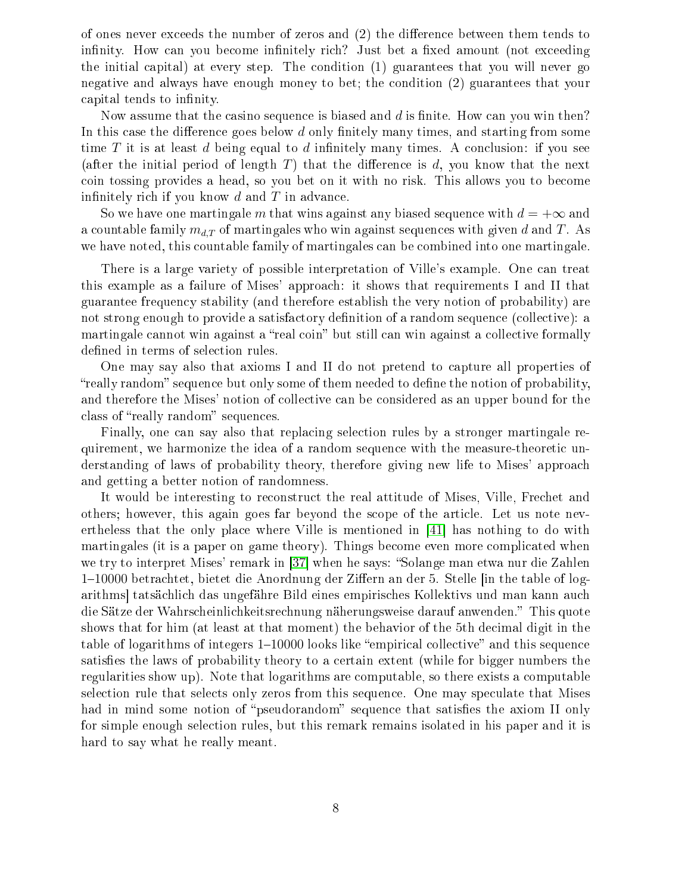of ones never exceeds the number of zeros and (2) the difference between them tends to infinity. How can you become infinitely rich? Just bet a fixed amount (not exceeding the initial capital) at every step. The condition (1) guarantees that you will never go negative and always have enough money to bet; the condition (2) guarantees that your capital tends to infinity.

Now assume that the casino sequence is biased and $d$ is finite. How can you win then? In this case the difference goes below $d$ only finitely many times, and starting from some time $T$ it is at least $d$ being equal to $d$ infinitely many times. A conclusion: if you see (after the initial period of length $T$) that the difference is $d$, you know that the next coin tossing provides a head, so you bet on it with no risk. This allows you to become infinitely rich if you know $d$ and $T$ in advance.

So we have one martingale $m$ that wins against any biased sequence with $d = +\infty$ and a countable family $m_{d,T}$ of martingales who win against sequences with given $d$ and $T$. As we have noted, this countable family of martingales can be combined into one martingale.

There is a large variety of possible interpretation of Ville's example. One can treat this example as a failure of Mises' approach: it shows that requirements I and II that guarantee frequency stability (and therefore establish the very notion of probability) are not strong enough to provide a satisfactory definition of a random sequence (collective): a martingale cannot win against a "real coin" but still can win against a collective formally defined in terms of selection rules.

One may say also that axioms I and II do not pretend to capture all properties of "really random" sequence but only some of them needed to define the notion of probability, and therefore the Mises' notion of collective can be considered as an upper bound for the class of "really random" sequences.

Finally, one can say also that replacing selection rules by a stronger martingale requirement, we harmonize the idea of a random sequence with the measure-theoretic understanding of laws of probability theory, therefore giving new life to Mises' approach and getting a better notion of randomness.

It would be interesting to reconstruct the real attitude of Mises, Ville, Frechet and others; however, this again goes far beyond the scope of the article. Let us note nevertheless that the only place where Ville is mentioned in [41] has nothing to do with martingales (it is a paper on game theory). Things become even more complicated when we try to interpret Mises' remark in [37] when he says: "Solange man etwa nur die Zahlen 1–10000 betrachtet, bietet die Anordnung der Ziffern an der 5. Stelle [in the table of logarithms] tatsächlich das ungefähre Bild eines empirisches Kollektivs und man kann auch die Sätze der Wahrscheinlichkeitsrechnung näherungsweise darauf anwenden." This quote shows that for him (at least at that moment) the behavior of the 5th decimal digit in the table of logarithms of integers 1–10000 looks like "empirical collective" and this sequence satisfies the laws of probability theory to a certain extent (while for bigger numbers the regularities show up). Note that logarithms are computable, so there exists a computable selection rule that selects only zeros from this sequence. One may speculate that Mises had in mind some notion of "pseudorandom" sequence that satisfies the axiom II only for simple enough selection rules, but this remark remains isolated in his paper and it is hard to say what he really meant.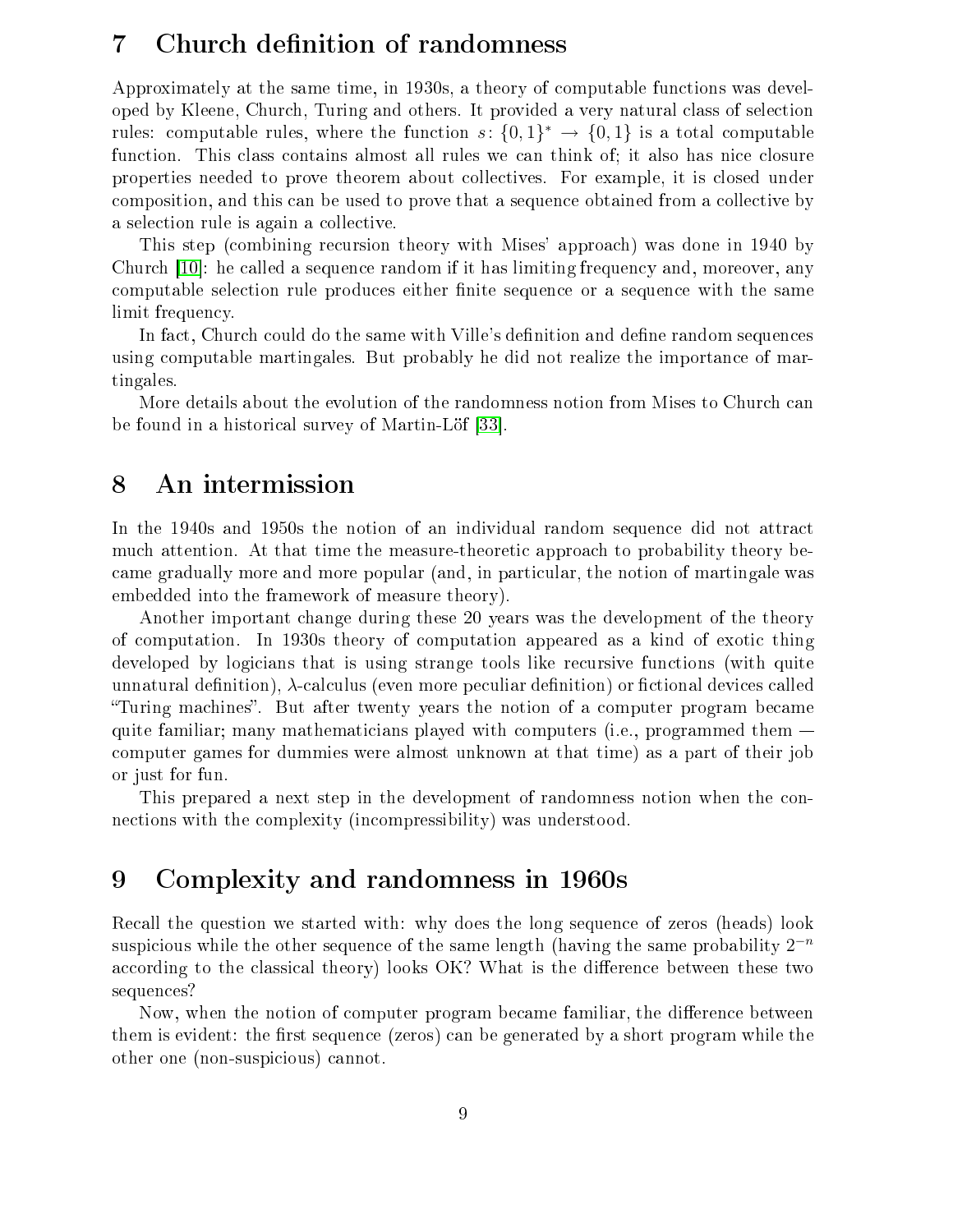## 7 Church definition of randomness

Approximately at the same time, in 1930s, a theory of computable functions was developed by Kleene, Church, Turing and others. It provided a very natural class of selection rules: computable rules, where the function $s\colon \{0,1\}^* \to \{0,1\}$ is a total computable function. This class contains almost all rules we can think of; it also has nice closure properties needed to prove theorem about collectives. For example, it is closed under composition, and this can be used to prove that a sequence obtained from a collective by a selection rule is again a collective.

This step (combining recursion theory with Mises' approach) was done in 1940 by Church [10]: he called a sequence random if it has limiting frequency and, moreover, any computable selection rule produces either finite sequence or a sequence with the same limit frequency.

In fact, Church could do the same with Ville's definition and define random sequences using computable martingales. But probably he did not realize the importance of martingales.

More details about the evolution of the randomness notion from Mises to Church can be found in a historical survey of Martin-Löf [33].

## 8 An intermission

In the 1940s and 1950s the notion of an individual random sequence did not attract much attention. At that time the measure-theoretic approach to probability theory became gradually more and more popular (and, in particular, the notion of martingale was embedded into the framework of measure theory).

Another important change during these 20 years was the development of the theory of computation. In 1930s theory of computation appeared as a kind of exotic thing developed by logicians that is using strange tools like recursive functions (with quite unnatural definition), $\lambda$-calculus (even more peculiar definition) or fictional devices called "Turing machines". But after twenty years the notion of a computer program became quite familiar; many mathematicians played with computers (i.e., programmed them — computer games for dummies were almost unknown at that time) as a part of their job or just for fun.

This prepared a next step in the development of randomness notion when the connections with the complexity (incompressibility) was understood.

## 9 Complexity and randomness in 1960s

Recall the question we started with: why does the long sequence of zeros (heads) look suspicious while the other sequence of the same length (having the same probability $2^{-n}$ according to the classical theory) looks OK? What is the difference between these two sequences?

Now, when the notion of computer program became familiar, the difference between them is evident: the first sequence (zeros) can be generated by a short program while the other one (non-suspicious) cannot.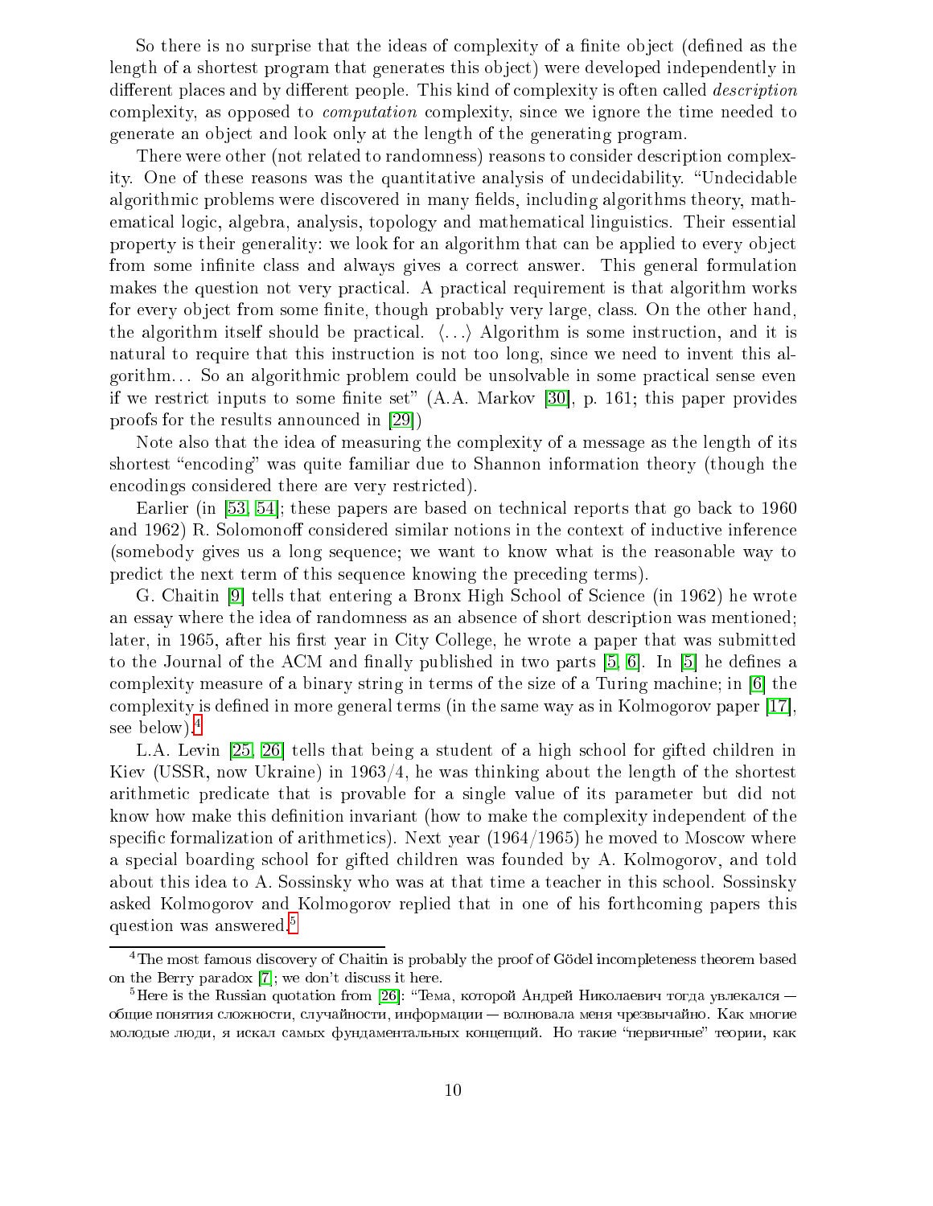So there is no surprise that the ideas of complexity of a finite object (defined as the length of a shortest program that generates this object) were developed independently in different places and by different people. This kind of complexity is often called *description* complexity, as opposed to *computation* complexity, since we ignore the time needed to generate an object and look only at the length of the generating program.

There were other (not related to randomness) reasons to consider description complexity. One of these reasons was the quantitative analysis of undecidability. "Undecidable algorithmic problems were discovered in many fields, including algorithms theory, mathematical logic, algebra, analysis, topology and mathematical linguistics. Their essential property is their generality: we look for an algorithm that can be applied to every object from some infinite class and always gives a correct answer. This general formulation makes the question not very practical. A practical requirement is that algorithm works for every object from some finite, though probably very large, class. On the other hand, the algorithm itself should be practical. ⟨...⟩ Algorithm is some instruction, and it is natural to require that this instruction is not too long, since we need to invent this algorithm... So an algorithmic problem could be unsolvable in some practical sense even if we restrict inputs to some finite set" (A.A. Markov [30], p. 161; this paper provides proofs for the results announced in [29])

Note also that the idea of measuring the complexity of a message as the length of its shortest "encoding" was quite familiar due to Shannon information theory (though the encodings considered there are very restricted).

Earlier (in [53, 54]; these papers are based on technical reports that go back to 1960 and 1962) R. Solomonoff considered similar notions in the context of inductive inference (somebody gives us a long sequence; we want to know what is the reasonable way to predict the next term of this sequence knowing the preceding terms).

G. Chaitin [9] tells that entering a Bronx High School of Science (in 1962) he wrote an essay where the idea of randomness as an absence of short description was mentioned; later, in 1965, after his first year in City College, he wrote a paper that was submitted to the Journal of the ACM and finally published in two parts [5, 6]. In [5] he defines a complexity measure of a binary string in terms of the size of a Turing machine; in [6] the complexity is defined in more general terms (in the same way as in Kolmogorov paper [17], see below).[4]

L.A. Levin [25, 26] tells that being a student of a high school for gifted children in Kiev (USSR, now Ukraine) in 1963/4, he was thinking about the length of the shortest arithmetic predicate that is provable for a single value of its parameter but did not know how make this definition invariant (how to make the complexity independent of the specific formalization of arithmetics). Next year (1964/1965) he moved to Moscow where a special boarding school for gifted children was founded by A. Kolmogorov, and told about this idea to A. Sossinsky who was at that time a teacher in this school. Sossinsky asked Kolmogorov and Kolmogorov replied that in one of his forthcoming papers this question was answered.[5]

---

[4] The most famous discovery of Chaitin is probably the proof of Gödel incompleteness theorem based on the Berry paradox [7]; we don't discuss it here.

[5] Here is the Russian quotation from [26]: "Тема, которой Андрей Николаевич тогда увлекался — общие понятия сложности, случайности, информации — волновала меня чрезвычайно. Как многие молодые люди, я искал самых фундаментальных концепций. Но такие "первичные" теории, как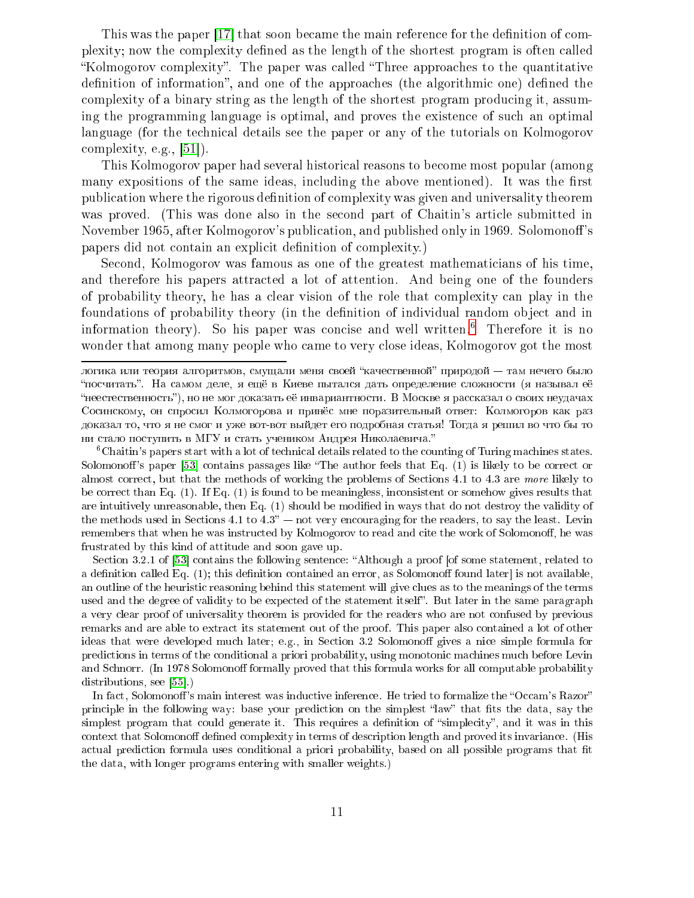This was the paper [17] that soon became the main reference for the definition of complexity; now the complexity defined as the length of the shortest program is often called "Kolmogorov complexity". The paper was called "Three approaches to the quantitative definition of information", and one of the approaches (the algorithmic one) defined the complexity of a binary string as the length of the shortest program producing it, assuming the programming language is optimal, and proves the existence of such an optimal language (for the technical details see the paper or any of the tutorials on Kolmogorov complexity, e.g., [51]).

This Kolmogorov paper had several historical reasons to become most popular (among many expositions of the same ideas, including the above mentioned). It was the first publication where the rigorous definition of complexity was given and universality theorem was proved. (This was done also in the second part of Chaitin's article submitted in November 1965, after Kolmogorov's publication, and published only in 1969. Solomonoff's papers did not contain an explicit definition of complexity.)

Second, Kolmogorov was famous as one of the greatest mathematicians of his time, and therefore his papers attracted a lot of attention. And being one of the founders of probability theory, he has a clear vision of the role that complexity can play in the foundations of probability theory (in the definition of individual random object and in information theory). So his paper was concise and well written.[6] Therefore it is no wonder that among many people who came to very close ideas, Kolmogorov got the most

---

логика или теория алгоритмов, смущали меня своей "качественной" природой — там нечего было "посчитать". На самом деле, я ещё в Киеве пытался дать определение сложности (я называл её "неестественность"), но не мог доказать её инвариантности. В Москве я рассказал о своих неудачах Сосинскому, он спросил Колмогорова и принёс мне поразительный ответ: Колмогоров как раз доказал то, что я не смог и уже вот-вот выйдет его подробная статья! Тогда я решил во что бы то ни стало поступить в МГУ и стать учеником Андрея Николаевича."

[6] Chaitin's papers start with a lot of technical details related to the counting of Turing machines states. Solomonoff's paper [53] contains passages like "The author feels that Eq. (1) is likely to be correct or almost correct, but that the methods of working the problems of Sections 4.1 to 4.3 are *more* likely to be correct than Eq. (1). If Eq. (1) is found to be meaningless, inconsistent or somehow gives results that are intuitively unreasonable, then Eq. (1) should be modified in ways that do not destroy the validity of the methods used in Sections 4.1 to 4.3" — not very encouraging for the readers, to say the least. Levin remembers that when he was instructed by Kolmogorov to read and cite the work of Solomonoff, he was frustrated by this kind of attitude and soon gave up.

Section 3.2.1 of [53] contains the following sentence: "Although a proof [of some statement, related to a definition called Eq. (1); this definition contained an error, as Solomonoff found later] is not available, an outline of the heuristic reasoning behind this statement will give clues as to the meanings of the terms used and the degree of validity to be expected of the statement itself". But later in the same paragraph a very clear proof of universality theorem is provided for the readers who are not confused by previous remarks and are able to extract its statement out of the proof. This paper also contained a lot of other ideas that were developed much later; e.g., in Section 3.2 Solomonoff gives a nice simple formula for predictions in terms of the conditional a priori probability, using monotonic machines much before Levin and Schnorr. (In 1978 Solomonoff formally proved that this formula works for all computable probability distributions, see [55].)

In fact, Solomonoff's main interest was inductive inference. He tried to formalize the "Occam's Razor" principle in the following way: base your prediction on the simplest "law" that fits the data, say the simplest program that could generate it. This requires a definition of "simplecity", and it was in this context that Solomonoff defined complexity in terms of description length and proved its invariance. (His actual prediction formula uses conditional a priori probability, based on all possible programs that fit the data, with longer programs entering with smaller weights.)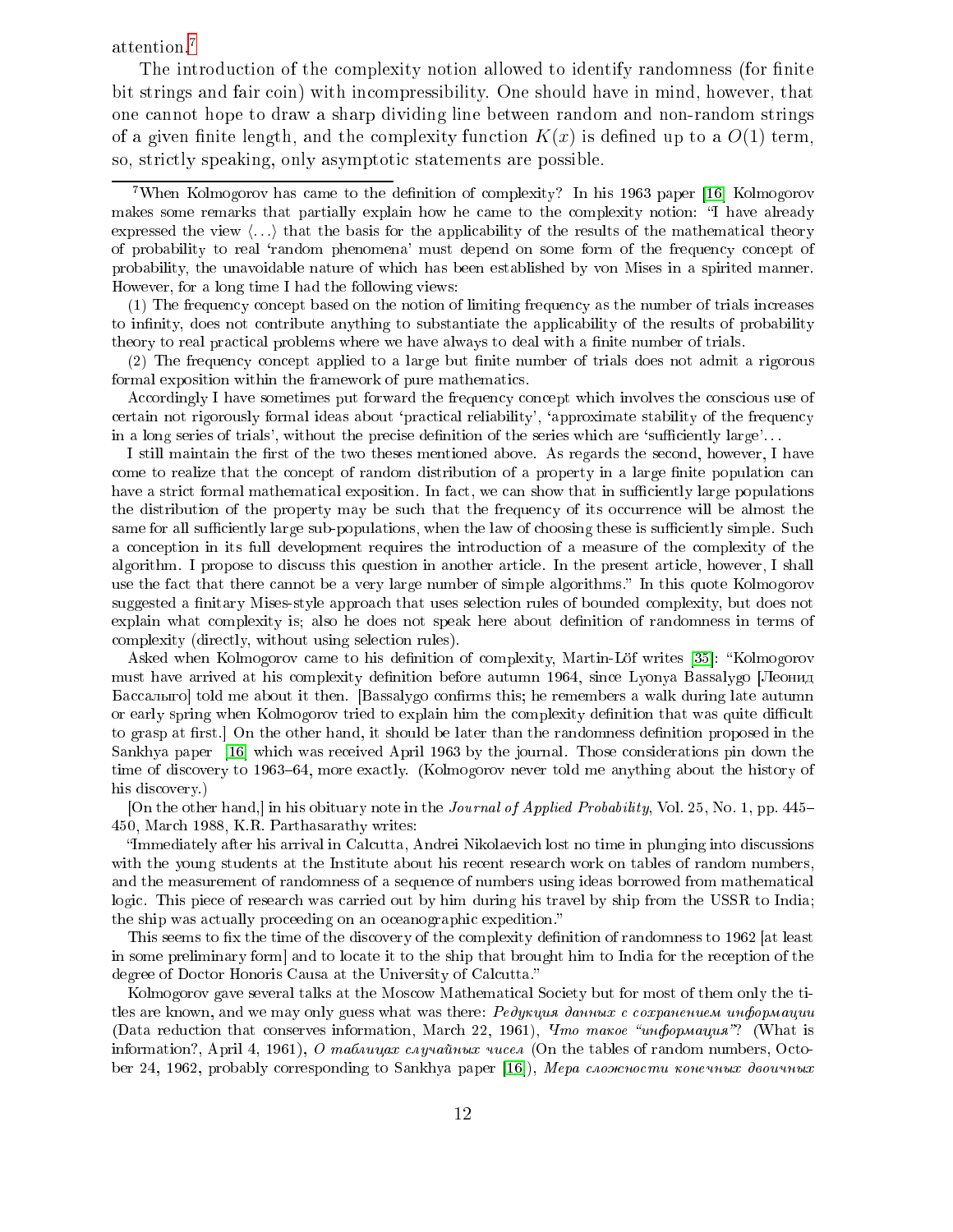attention.[7]

The introduction of the complexity notion allowed to identify randomness (for finite bit strings and fair coin) with incompressibility. One should have in mind, however, that one cannot hope to draw a sharp dividing line between random and non-random strings of a given finite length, and the complexity function $K(x)$ is defined up to a $O(1)$ term, so, strictly speaking, only asymptotic statements are possible.

---

[7] When Kolmogorov has came to the definition of complexity? In his 1963 paper [16] Kolmogorov makes some remarks that partially explain how he came to the complexity notion: "I have already expressed the view $\langle\ldots\rangle$ that the basis for the applicability of the results of the mathematical theory of probability to real 'random phenomena' must depend on some form of the frequency concept of probability, the unavoidable nature of which has been established by von Mises in a spirited manner. However, for a long time I had the following views:

(1) The frequency concept based on the notion of limiting frequency as the number of trials increases to infinity, does not contribute anything to substantiate the applicability of the results of probability theory to real practical problems where we have always to deal with a finite number of trials.

(2) The frequency concept applied to a large but finite number of trials does not admit a rigorous formal exposition within the framework of pure mathematics.

Accordingly I have sometimes put forward the frequency concept which involves the conscious use of certain not rigorously formal ideas about 'practical reliability', 'approximate stability of the frequency in a long series of trials', without the precise definition of the series which are 'sufficiently large'...

I still maintain the first of the two theses mentioned above. As regards the second, however, I have come to realize that the concept of random distribution of a property in a large finite population can have a strict formal mathematical exposition. In fact, we can show that in sufficiently large populations the distribution of the property may be such that the frequency of its occurrence will be almost the same for all sufficiently large sub-populations, when the law of choosing these is sufficiently simple. Such a conception in its full development requires the introduction of a measure of the complexity of the algorithm. I propose to discuss this question in another article. In the present article, however, I shall use the fact that there cannot be a very large number of simple algorithms." In this quote Kolmogorov suggested a finitary Mises-style approach that uses selection rules of bounded complexity, but does not explain what complexity is; also he does not speak here about definition of randomness in terms of complexity (directly, without using selection rules).

Asked when Kolmogorov came to his definition of complexity, Martin-Löf writes [35]: "Kolmogorov must have arrived at his complexity definition before autumn 1964, since Lyonya Bassalygo [Леонид Бассалыго] told me about it then. [Bassalygo confirms this; he remembers a walk during late autumn or early spring when Kolmogorov tried to explain him the complexity definition that was quite difficult to grasp at first.] On the other hand, it should be later than the randomness definition proposed in the Sankhya paper [16] which was received April 1963 by the journal. Those considerations pin down the time of discovery to 1963–64, more exactly. (Kolmogorov never told me anything about the history of his discovery.)

[On the other hand,] in his obituary note in the *Journal of Applied Probability*, Vol. 25, No. 1, pp. 445–450, March 1988, K.R. Parthasarathy writes:

"Immediately after his arrival in Calcutta, Andrei Nikolaevich lost no time in plunging into discussions with the young students at the Institute about his recent research work on tables of random numbers, and the measurement of randomness of a sequence of numbers using ideas borrowed from mathematical logic. This piece of research was carried out by him during his travel by ship from the USSR to India; the ship was actually proceeding on an oceanographic expedition."

This seems to fix the time of the discovery of the complexity definition of randomness to 1962 [at least in some preliminary form] and to locate it to the ship that brought him to India for the reception of the degree of Doctor Honoris Causa at the University of Calcutta."

Kolmogorov gave several talks at the Moscow Mathematical Society but for most of them only the titles are known, and we may only guess what was there: *Редукция данных с сохранением информации* (Data reduction that conserves information, March 22, 1961), *Что такое "информация"?* (What is information?, April 4, 1961), *О таблицах случайных чисел* (On the tables of random numbers, October 24, 1962, probably corresponding to Sankhya paper [16]), *Мера сложности конечных двоичных*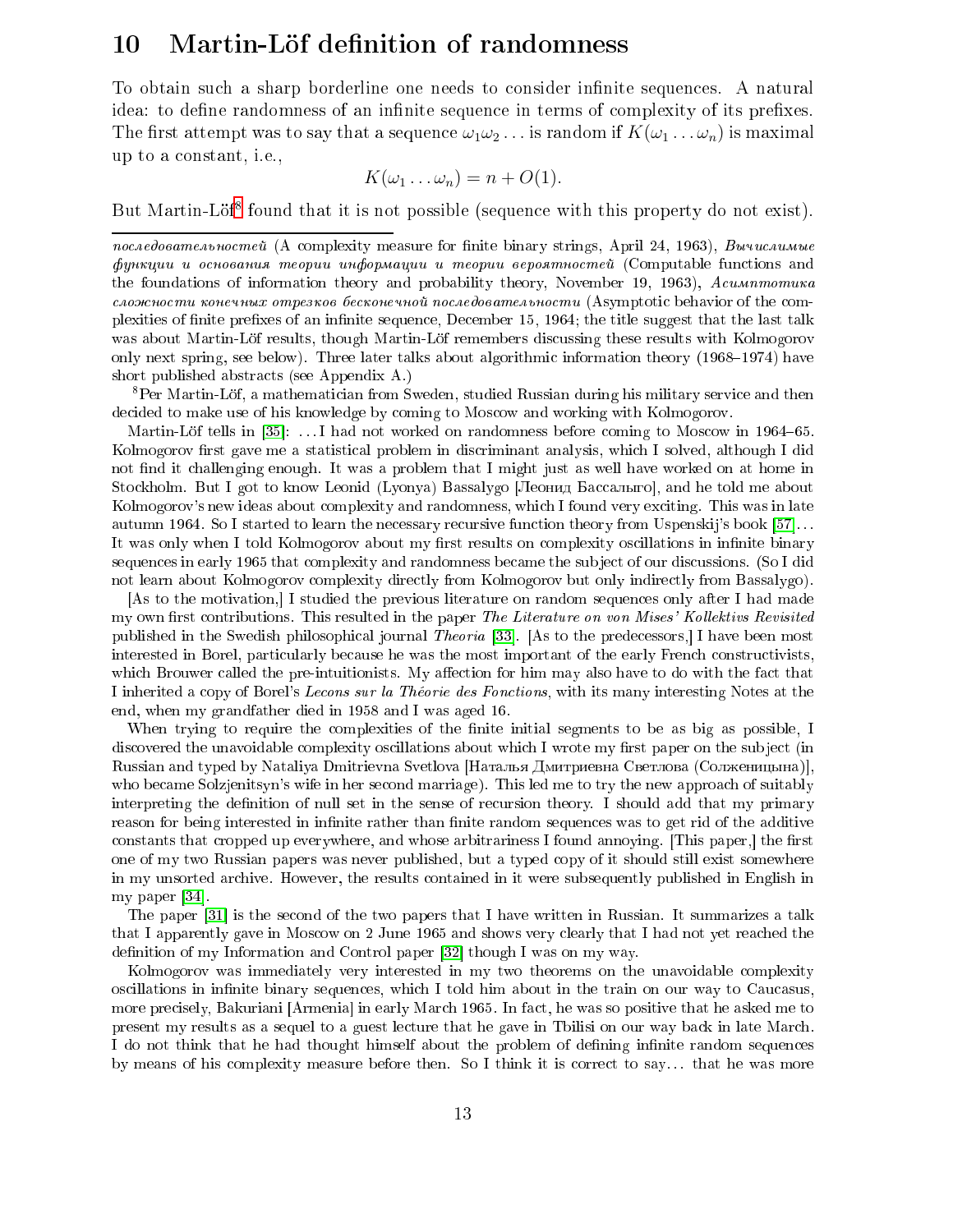## 10 Martin-Löf definition of randomness

To obtain such a sharp borderline one needs to consider infinite sequences. A natural idea: to define randomness of an infinite sequence in terms of complexity of its prefixes. The first attempt was to say that a sequence $\omega_1\omega_2\ldots$ is random if $K(\omega_1\ldots\omega_n)$ is maximal up to a constant, i.e.,

$$K(\omega_1\ldots\omega_n) = n + O(1).$$

But Martin-Löf[8] found that it is not possible (sequence with this property do not exist).

---

*последовательностей* (A complexity measure for finite binary strings, April 24, 1963), *Вычислимые функции и основания теории информации и теории вероятностей* (Computable functions and the foundations of information theory and probability theory, November 19, 1963), *Асимптотика сложности конечных отрезков бесконечной последовательности* (Asymptotic behavior of the complexities of finite prefixes of an infinite sequence, December 15, 1964; the title suggest that the last talk was about Martin-Löf results, though Martin-Löf remembers discussing these results with Kolmogorov only next spring, see below). Three later talks about algorithmic information theory (1968–1974) have short published abstracts (see Appendix A.)

[8]Per Martin-Löf, a mathematician from Sweden, studied Russian during his military service and then decided to make use of his knowledge by coming to Moscow and working with Kolmogorov.

Martin-Löf tells in [35]: …I had not worked on randomness before coming to Moscow in 1964–65. Kolmogorov first gave me a statistical problem in discriminant analysis, which I solved, although I did not find it challenging enough. It was a problem that I might just as well have worked on at home in Stockholm. But I got to know Leonid (Lyonya) Bassalygo [Леонид Бассалыго], and he told me about Kolmogorov's new ideas about complexity and randomness, which I found very exciting. This was in late autumn 1964. So I started to learn the necessary recursive function theory from Uspenskij's book [57]… It was only when I told Kolmogorov about my first results on complexity oscillations in infinite binary sequences in early 1965 that complexity and randomness became the subject of our discussions. (So I did not learn about Kolmogorov complexity directly from Kolmogorov but only indirectly from Bassalygo).

[As to the motivation,] I studied the previous literature on random sequences only after I had made my own first contributions. This resulted in the paper *The Literature on von Mises' Kollektivs Revisited* published in the Swedish philosophical journal *Theoria* [33]. [As to the predecessors,] I have been most interested in Borel, particularly because he was the most important of the early French constructivists, which Brouwer called the pre-intuitionists. My affection for him may also have to do with the fact that I inherited a copy of Borel's *Lecons sur la Théorie des Fonctions*, with its many interesting Notes at the end, when my grandfather died in 1958 and I was aged 16.

When trying to require the complexities of the finite initial segments to be as big as possible, I discovered the unavoidable complexity oscillations about which I wrote my first paper on the subject (in Russian and typed by Nataliya Dmitrievna Svetlova [Наталья Дмитриевна Светлова (Солженицына)], who became Solzjenitsyn's wife in her second marriage). This led me to try the new approach of suitably interpreting the definition of null set in the sense of recursion theory. I should add that my primary reason for being interested in infinite rather than finite random sequences was to get rid of the additive constants that cropped up everywhere, and whose arbitrariness I found annoying. [This paper,] the first one of my two Russian papers was never published, but a typed copy of it should still exist somewhere in my unsorted archive. However, the results contained in it were subsequently published in English in my paper [34].

The paper [31] is the second of the two papers that I have written in Russian. It summarizes a talk that I apparently gave in Moscow on 2 June 1965 and shows very clearly that I had not yet reached the definition of my Information and Control paper [32] though I was on my way.

Kolmogorov was immediately very interested in my two theorems on the unavoidable complexity oscillations in infinite binary sequences, which I told him about in the train on our way to Caucasus, more precisely, Bakuriani [Armenia] in early March 1965. In fact, he was so positive that he asked me to present my results as a sequel to a guest lecture that he gave in Tbilisi on our way back in late March. I do not think that he had thought himself about the problem of defining infinite random sequences by means of his complexity measure before then. So I think it is correct to say… that he was more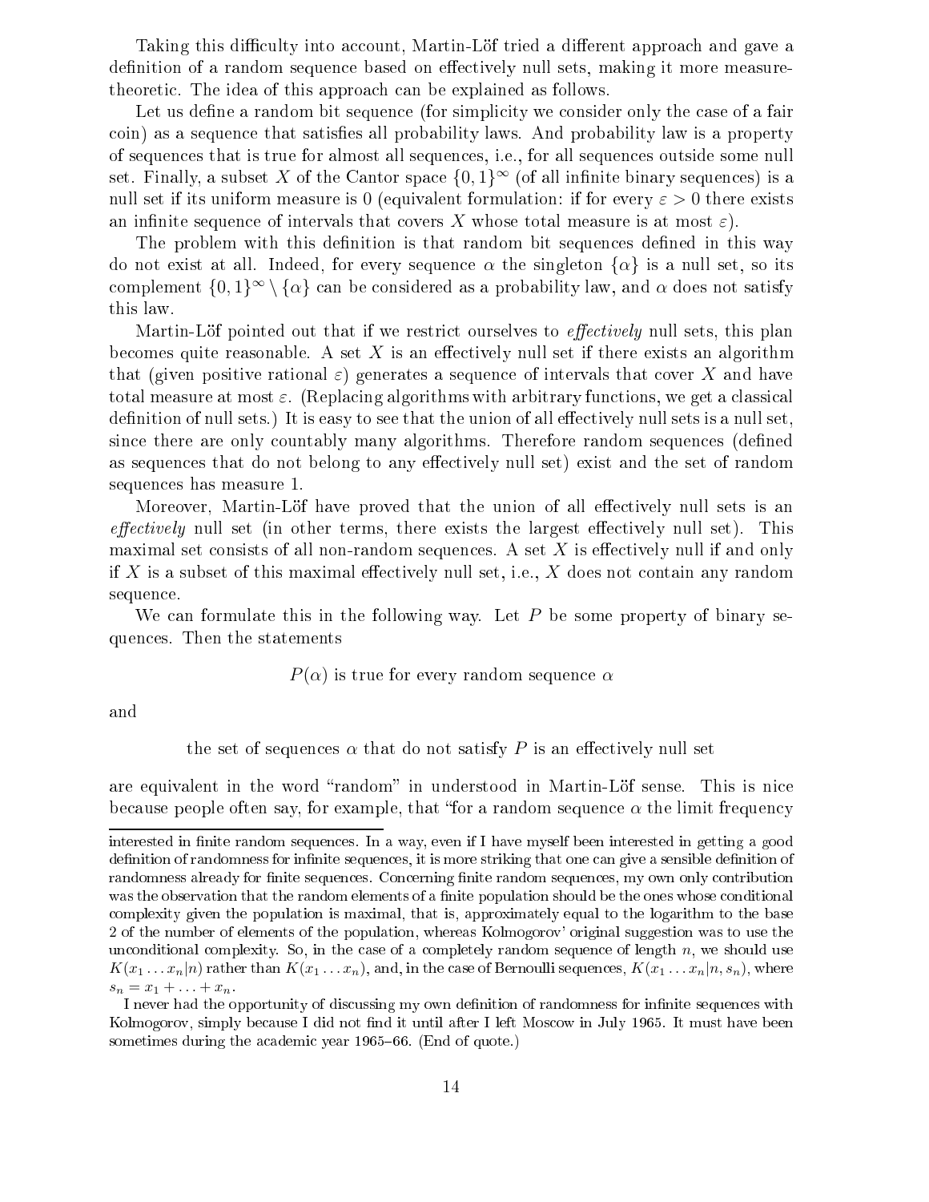Taking this difficulty into account, Martin-Löf tried a different approach and gave a definition of a random sequence based on effectively null sets, making it more measure-theoretic. The idea of this approach can be explained as follows.

Let us define a random bit sequence (for simplicity we consider only the case of a fair coin) as a sequence that satisfies all probability laws. And probability law is a property of sequences that is true for almost all sequences, i.e., for all sequences outside some null set. Finally, a subset $X$ of the Cantor space $\{0,1\}^\infty$ (of all infinite binary sequences) is a null set if its uniform measure is 0 (equivalent formulation: if for every $\varepsilon > 0$ there exists an infinite sequence of intervals that covers $X$ whose total measure is at most $\varepsilon$).

The problem with this definition is that random bit sequences defined in this way do not exist at all. Indeed, for every sequence $\alpha$ the singleton $\{\alpha\}$ is a null set, so its complement $\{0,1\}^\infty \setminus \{\alpha\}$ can be considered as a probability law, and $\alpha$ does not satisfy this law.

Martin-Löf pointed out that if we restrict ourselves to *effectively* null sets, this plan becomes quite reasonable. A set $X$ is an effectively null set if there exists an algorithm that (given positive rational $\varepsilon$) generates a sequence of intervals that cover $X$ and have total measure at most $\varepsilon$. (Replacing algorithms with arbitrary functions, we get a classical definition of null sets.) It is easy to see that the union of all effectively null sets is a null set, since there are only countably many algorithms. Therefore random sequences (defined as sequences that do not belong to any effectively null set) exist and the set of random sequences has measure 1.

Moreover, Martin-Löf have proved that the union of all effectively null sets is an *effectively* null set (in other terms, there exists the largest effectively null set). This maximal set consists of all non-random sequences. A set $X$ is effectively null if and only if $X$ is a subset of this maximal effectively null set, i.e., $X$ does not contain any random sequence.

We can formulate this in the following way. Let $P$ be some property of binary sequences. Then the statements

$$P(\alpha) \text{ is true for every random sequence } \alpha$$

and

$$\text{the set of sequences } \alpha \text{ that do not satisfy } P \text{ is an effectively null set}$$

are equivalent in the word "random" in understood in Martin-Löf sense. This is nice because people often say, for example, that "for a random sequence $\alpha$ the limit frequency

---

interested in finite random sequences. In a way, even if I have myself been interested in getting a good definition of randomness for infinite sequences, it is more striking that one can give a sensible definition of randomness already for finite sequences. Concerning finite random sequences, my own only contribution was the observation that the random elements of a finite population should be the ones whose conditional complexity given the population is maximal, that is, approximately equal to the logarithm to the base 2 of the number of elements of the population, whereas Kolmogorov' original suggestion was to use the unconditional complexity. So, in the case of a completely random sequence of length $n$, we should use $K(x_1 \ldots x_n|n)$ rather than $K(x_1 \ldots x_n)$, and, in the case of Bernoulli sequences, $K(x_1 \ldots x_n|n, s_n)$, where $s_n = x_1 + \ldots + x_n$.

I never had the opportunity of discussing my own definition of randomness for infinite sequences with Kolmogorov, simply because I did not find it until after I left Moscow in July 1965. It must have been sometimes during the academic year 1965–66. (End of quote.)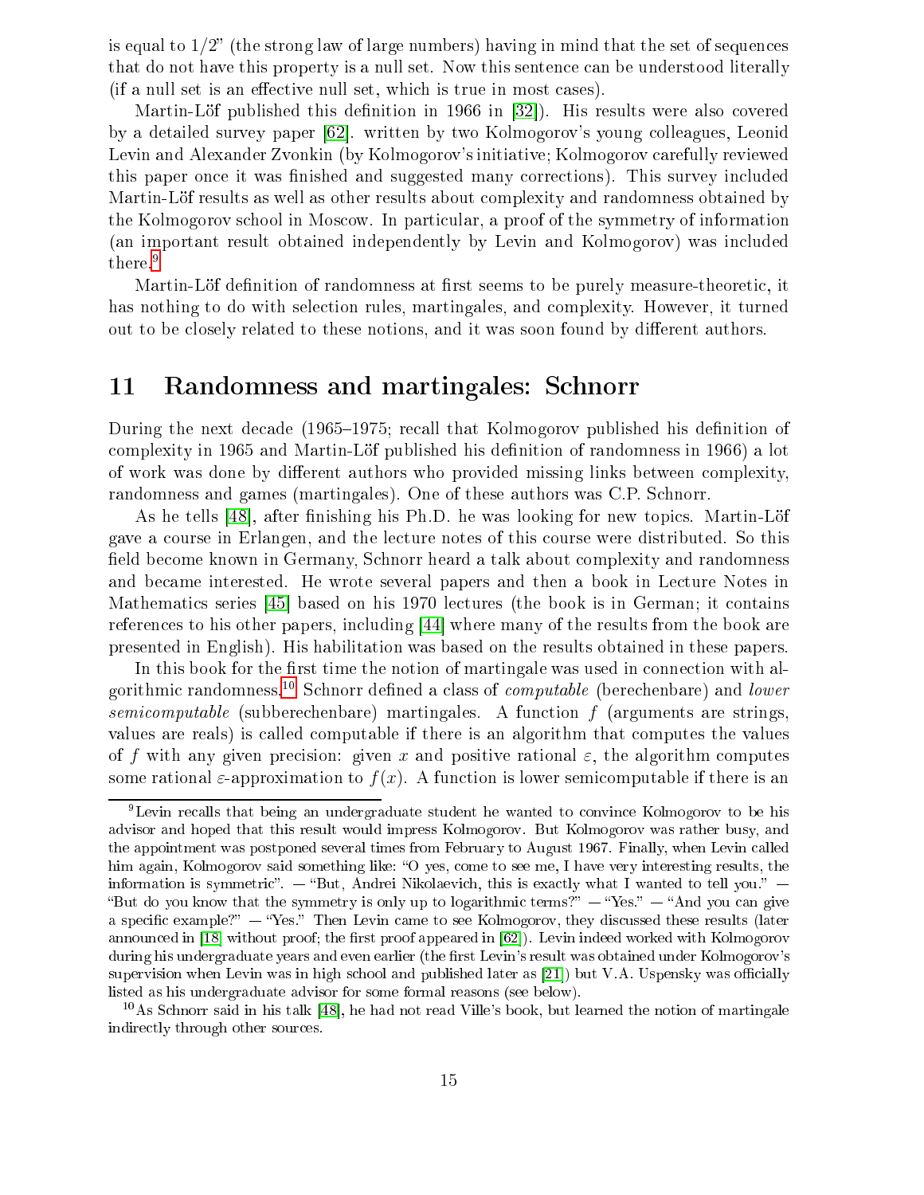is equal to $1/2$" (the strong law of large numbers) having in mind that the set of sequences that do not have this property is a null set. Now this sentence can be understood literally (if a null set is an effective null set, which is true in most cases).

Martin-Löf published this definition in 1966 in [32]). His results were also covered by a detailed survey paper [62]. written by two Kolmogorov's young colleagues, Leonid Levin and Alexander Zvonkin (by Kolmogorov's initiative; Kolmogorov carefully reviewed this paper once it was finished and suggested many corrections). This survey included Martin-Löf results as well as other results about complexity and randomness obtained by the Kolmogorov school in Moscow. In particular, a proof of the symmetry of information (an important result obtained independently by Levin and Kolmogorov) was included there.[9]

Martin-Löf definition of randomness at first seems to be purely measure-theoretic, it has nothing to do with selection rules, martingales, and complexity. However, it turned out to be closely related to these notions, and it was soon found by different authors.

## 11 Randomness and martingales: Schnorr

During the next decade (1965–1975; recall that Kolmogorov published his definition of complexity in 1965 and Martin-Löf published his definition of randomness in 1966) a lot of work was done by different authors who provided missing links between complexity, randomness and games (martingales). One of these authors was C.P. Schnorr.

As he tells [48], after finishing his Ph.D. he was looking for new topics. Martin-Löf gave a course in Erlangen, and the lecture notes of this course were distributed. So this field become known in Germany, Schnorr heard a talk about complexity and randomness and became interested. He wrote several papers and then a book in Lecture Notes in Mathematics series [45] based on his 1970 lectures (the book is in German; it contains references to his other papers, including [44] where many of the results from the book are presented in English). His habilitation was based on the results obtained in these papers.

In this book for the first time the notion of martingale was used in connection with algorithmic randomness.[10] Schnorr defined a class of *computable* (berechenbare) and *lower semicomputable* (subberechenbare) martingales. A function $f$ (arguments are strings, values are reals) is called computable if there is an algorithm that computes the values of $f$ with any given precision: given $x$ and positive rational $\varepsilon$, the algorithm computes some rational $\varepsilon$-approximation to $f(x)$. A function is lower semicomputable if there is an

---

[9] Levin recalls that being an undergraduate student he wanted to convince Kolmogorov to be his advisor and hoped that this result would impress Kolmogorov. But Kolmogorov was rather busy, and the appointment was postponed several times from February to August 1967. Finally, when Levin called him again, Kolmogorov said something like: "O yes, come to see me, I have very interesting results, the information is symmetric". — "But, Andrei Nikolaevich, this is exactly what I wanted to tell you." — "But do you know that the symmetry is only up to logarithmic terms?" — "Yes." — "And you can give a specific example?" — "Yes." Then Levin came to see Kolmogorov, they discussed these results (later announced in [18] without proof; the first proof appeared in [62]). Levin indeed worked with Kolmogorov during his undergraduate years and even earlier (the first Levin's result was obtained under Kolmogorov's supervision when Levin was in high school and published later as [21]) but V.A. Uspensky was officially listed as his undergraduate advisor for some formal reasons (see below).

[10] As Schnorr said in his talk [48], he had not read Ville's book, but learned the notion of martingale indirectly through other sources.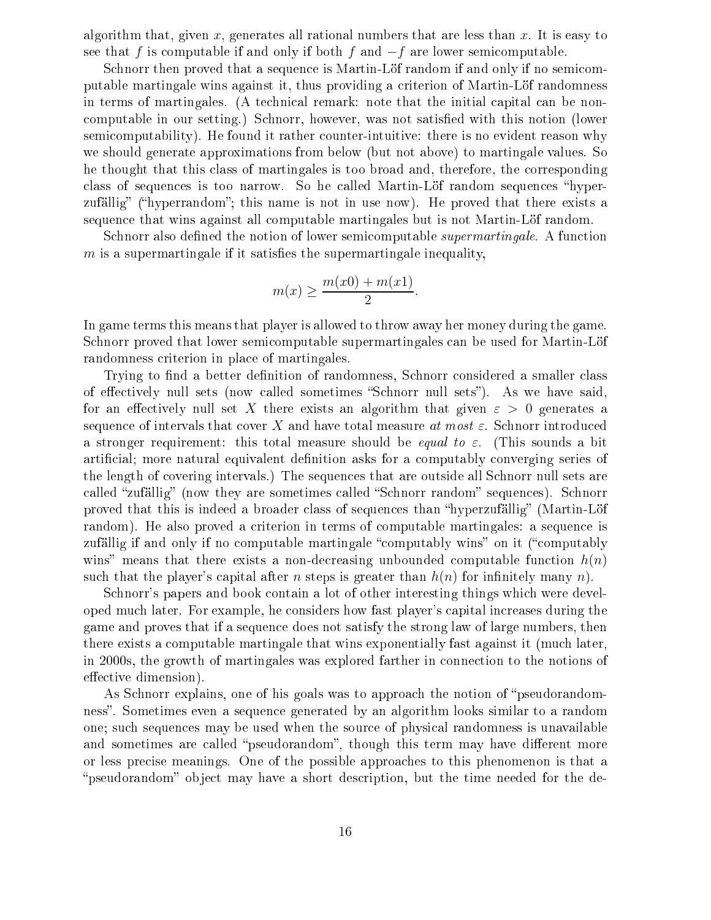algorithm that, given $x$, generates all rational numbers that are less than $x$. It is easy to see that $f$ is computable if and only if both $f$ and $-f$ are lower semicomputable.

Schnorr then proved that a sequence is Martin-Löf random if and only if no semicomputable martingale wins against it, thus providing a criterion of Martin-Löf randomness in terms of martingales. (A technical remark: note that the initial capital can be non-computable in our setting.) Schnorr, however, was not satisfied with this notion (lower semicomputability). He found it rather counter-intuitive: there is no evident reason why we should generate approximations from below (but not above) to martingale values. So he thought that this class of martingales is too broad and, therefore, the corresponding class of sequences is too narrow. So he called Martin-Löf random sequences "hyperzufällig" ("hyperrandom"; this name is not in use now). He proved that there exists a sequence that wins against all computable martingales but is not Martin-Löf random.

Schnorr also defined the notion of lower semicomputable *supermartingale*. A function $m$ is a supermartingale if it satisfies the supermartingale inequality,

$$m(x) \geq \frac{m(x0) + m(x1)}{2}.$$

In game terms this means that player is allowed to throw away her money during the game. Schnorr proved that lower semicomputable supermartingales can be used for Martin-Löf randomness criterion in place of martingales.

Trying to find a better definition of randomness, Schnorr considered a smaller class of effectively null sets (now called sometimes "Schnorr null sets"). As we have said, for an effectively null set $X$ there exists an algorithm that given $\varepsilon > 0$ generates a sequence of intervals that cover $X$ and have total measure *at most* $\varepsilon$. Schnorr introduced a stronger requirement: this total measure should be *equal to* $\varepsilon$. (This sounds a bit artificial; more natural equivalent definition asks for a computably converging series of the length of covering intervals.) The sequences that are outside all Schnorr null sets are called "zufällig" (now they are sometimes called "Schnorr random" sequences). Schnorr proved that this is indeed a broader class of sequences than "hyperzufällig" (Martin-Löf random). He also proved a criterion in terms of computable martingales: a sequence is zufällig if and only if no computable martingale "computably wins" on it ("computably wins" means that there exists a non-decreasing unbounded computable function $h(n)$ such that the player's capital after $n$ steps is greater than $h(n)$ for infinitely many $n$).

Schnorr's papers and book contain a lot of other interesting things which were developed much later. For example, he considers how fast player's capital increases during the game and proves that if a sequence does not satisfy the strong law of large numbers, then there exists a computable martingale that wins exponentially fast against it (much later, in 2000s, the growth of martingales was explored farther in connection to the notions of effective dimension).

As Schnorr explains, one of his goals was to approach the notion of "pseudorandomness". Sometimes even a sequence generated by an algorithm looks similar to a random one; such sequences may be used when the source of physical randomness is unavailable and sometimes are called "pseudorandom", though this term may have different more or less precise meanings. One of the possible approaches to this phenomenon is that a "pseudorandom" object may have a short description, but the time needed for the de-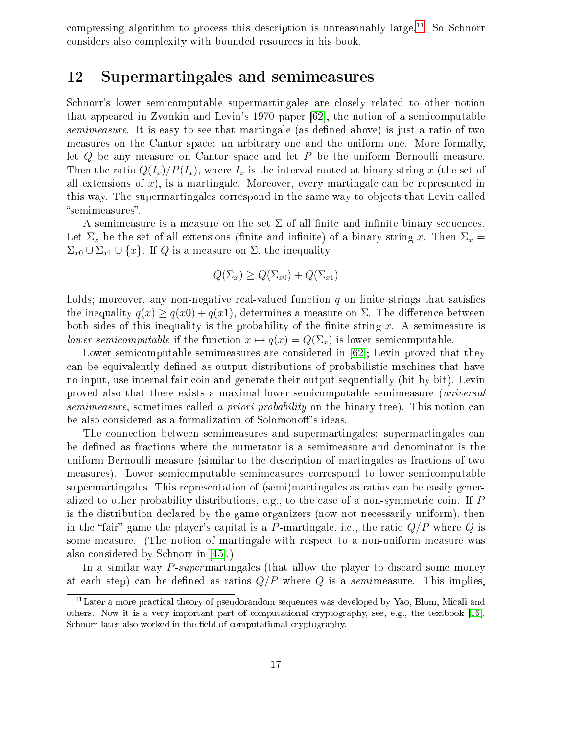compressing algorithm to process this description is unreasonably large.[11] So Schnorr considers also complexity with bounded resources in his book.

## 12 Supermartingales and semimeasures

Schnorr's lower semicomputable supermartingales are closely related to other notion that appeared in Zvonkin and Levin's 1970 paper [62], the notion of a semicomputable *semimeasure*. It is easy to see that martingale (as defined above) is just a ratio of two measures on the Cantor space: an arbitrary one and the uniform one. More formally, let $Q$ be any measure on Cantor space and let $P$ be the uniform Bernoulli measure. Then the ratio $Q(I_x)/P(I_x)$, where $I_x$ is the interval rooted at binary string $x$ (the set of all extensions of $x$), is a martingale. Moreover, every martingale can be represented in this way. The supermartingales correspond in the same way to objects that Levin called "semimeasures".

A semimeasure is a measure on the set $\Sigma$ of all finite and infinite binary sequences. Let $\Sigma_x$ be the set of all extensions (finite and infinite) of a binary string $x$. Then $\Sigma_x = \Sigma_{x0} \cup \Sigma_{x1} \cup \{x\}$. If $Q$ is a measure on $\Sigma$, the inequality

$$Q(\Sigma_x) \geq Q(\Sigma_{x0}) + Q(\Sigma_{x1})$$

holds; moreover, any non-negative real-valued function $q$ on finite strings that satisfies the inequality $q(x) \geq q(x0) + q(x1)$, determines a measure on $\Sigma$. The difference between both sides of this inequality is the probability of the finite string $x$. A semimeasure is *lower semicomputable* if the function $x \mapsto q(x) = Q(\Sigma_x)$ is lower semicomputable.

Lower semicomputable semimeasures are considered in [62]; Levin proved that they can be equivalently defined as output distributions of probabilistic machines that have no input, use internal fair coin and generate their output sequentially (bit by bit). Levin proved also that there exists a maximal lower semicomputable semimeasure (*universal semimeasure*, sometimes called *a priori probability* on the binary tree). This notion can be also considered as a formalization of Solomonoff's ideas.

The connection between semimeasures and supermartingales: supermartingales can be defined as fractions where the numerator is a semimeasure and denominator is the uniform Bernoulli measure (similar to the description of martingales as fractions of two measures). Lower semicomputable semimeasures correspond to lower semicomputable supermartingales. This representation of (semi)martingales as ratios can be easily generalized to other probability distributions, e.g., to the case of a non-symmetric coin. If $P$ is the distribution declared by the game organizers (now not necessarily uniform), then in the "fair" game the player's capital is a $P$-martingale, i.e., the ratio $Q/P$ where $Q$ is some measure. (The notion of martingale with respect to a non-uniform measure was also considered by Schnorr in [45].)

In a similar way $P$-*super*martingales (that allow the player to discard some money at each step) can be defined as ratios $Q/P$ where $Q$ is a *semi*measure. This implies,

[11] Later a more practical theory of pseudorandom sequences was developed by Yao, Blum, Micali and others. Now it is a very important part of computational cryptography, see, e.g., the textbook [15]. Schnorr later also worked in the field of computational cryptography.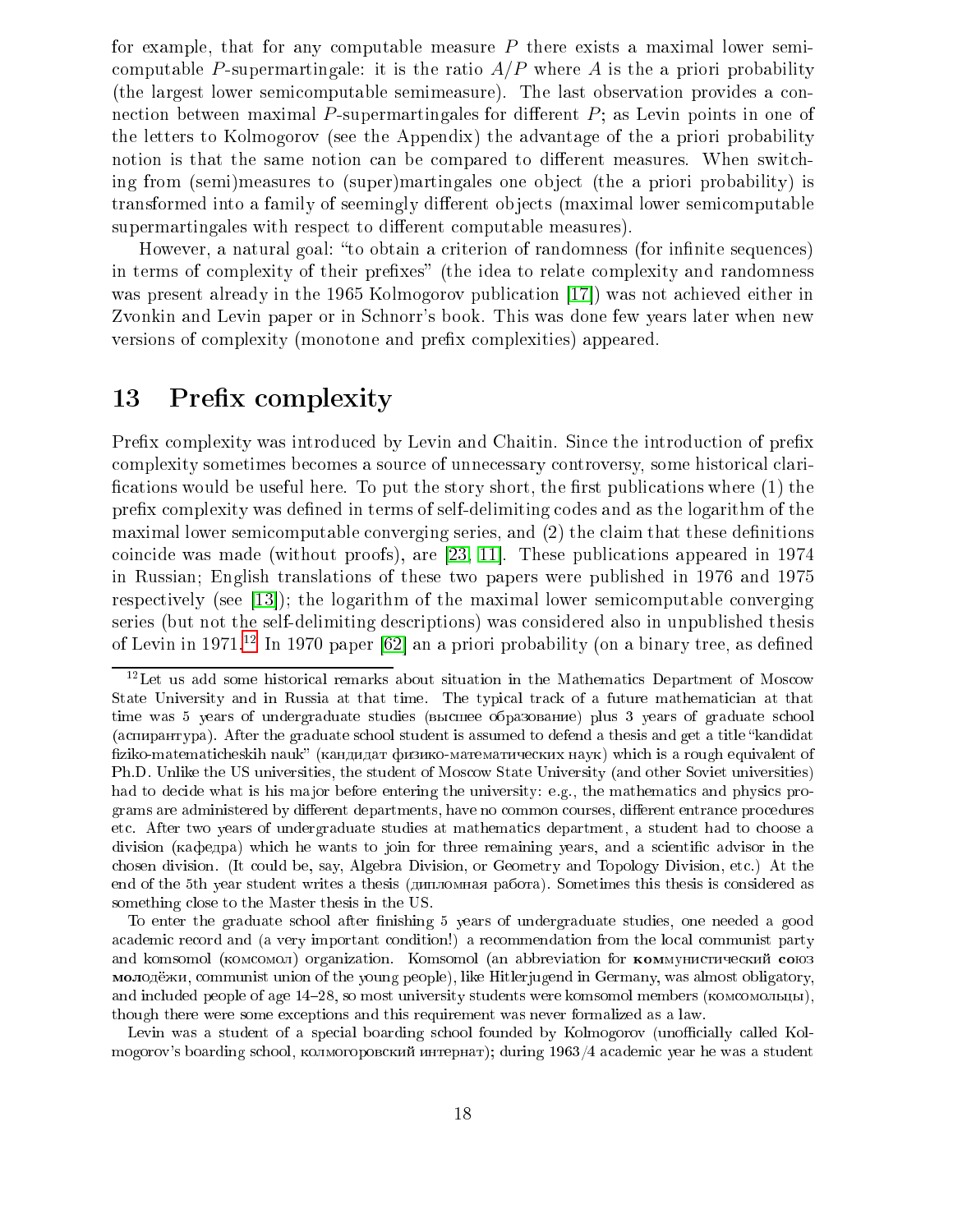for example, that for any computable measure $P$ there exists a maximal lower semicomputable $P$-supermartingale: it is the ratio $A/P$ where $A$ is the a priori probability (the largest lower semicomputable semimeasure). The last observation provides a connection between maximal $P$-supermartingales for different $P$; as Levin points in one of the letters to Kolmogorov (see the Appendix) the advantage of the a priori probability notion is that the same notion can be compared to different measures. When switching from (semi)measures to (super)martingales one object (the a priori probability) is transformed into a family of seemingly different objects (maximal lower semicomputable supermartingales with respect to different computable measures).

However, a natural goal: "to obtain a criterion of randomness (for infinite sequences) in terms of complexity of their prefixes" (the idea to relate complexity and randomness was present already in the 1965 Kolmogorov publication [17]) was not achieved either in Zvonkin and Levin paper or in Schnorr's book. This was done few years later when new versions of complexity (monotone and prefix complexities) appeared.

## 13 Prefix complexity

Prefix complexity was introduced by Levin and Chaitin. Since the introduction of prefix complexity sometimes becomes a source of unnecessary controversy, some historical clarifications would be useful here. To put the story short, the first publications where (1) the prefix complexity was defined in terms of self-delimiting codes and as the logarithm of the maximal lower semicomputable converging series, and (2) the claim that these definitions coincide was made (without proofs), are [23, 11]. These publications appeared in 1974 in Russian; English translations of these two papers were published in 1976 and 1975 respectively (see [13]); the logarithm of the maximal lower semicomputable converging series (but not the self-delimiting descriptions) was considered also in unpublished thesis of Levin in 1971.[12] In 1970 paper [62] an a priori probability (on a binary tree, as defined

[12] Let us add some historical remarks about situation in the Mathematics Department of Moscow State University and in Russia at that time. The typical track of a future mathematician at that time was 5 years of undergraduate studies (высшее образование) plus 3 years of graduate school (аспирантура). After the graduate school student is assumed to defend a thesis and get a title "kandidat fiziko-matematicheskih nauk" (кандидат физико-математических наук) which is a rough equivalent of Ph.D. Unlike the US universities, the student of Moscow State University (and other Soviet universities) had to decide what is his major before entering the university: e.g., the mathematics and physics programs are administered by different departments, have no common courses, different entrance procedures etc. After two years of undergraduate studies at mathematics department, a student had to choose a division (кафедра) which he wants to join for three remaining years, and a scientific advisor in the chosen division. (It could be, say, Algebra Division, or Geometry and Topology Division, etc.) At the end of the 5th year student writes a thesis (дипломная работа). Sometimes this thesis is considered as something close to the Master thesis in the US.

To enter the graduate school after finishing 5 years of undergraduate studies, one needed a good academic record and (a very important condition!) a recommendation from the local communist party and komsomol (комсомол) organization. Komsomol (an abbreviation for **ком**мунистический **со**юз **мол**одёжи, communist union of the young people), like Hitlerjugend in Germany, was almost obligatory, and included people of age 14–28, so most university students were komsomol members (комсомольцы), though there were some exceptions and this requirement was never formalized as a law.

Levin was a student of a special boarding school founded by Kolmogorov (unofficially called Kolmogorov's boarding school, колмогоровский интернат); during 1963/4 academic year he was a student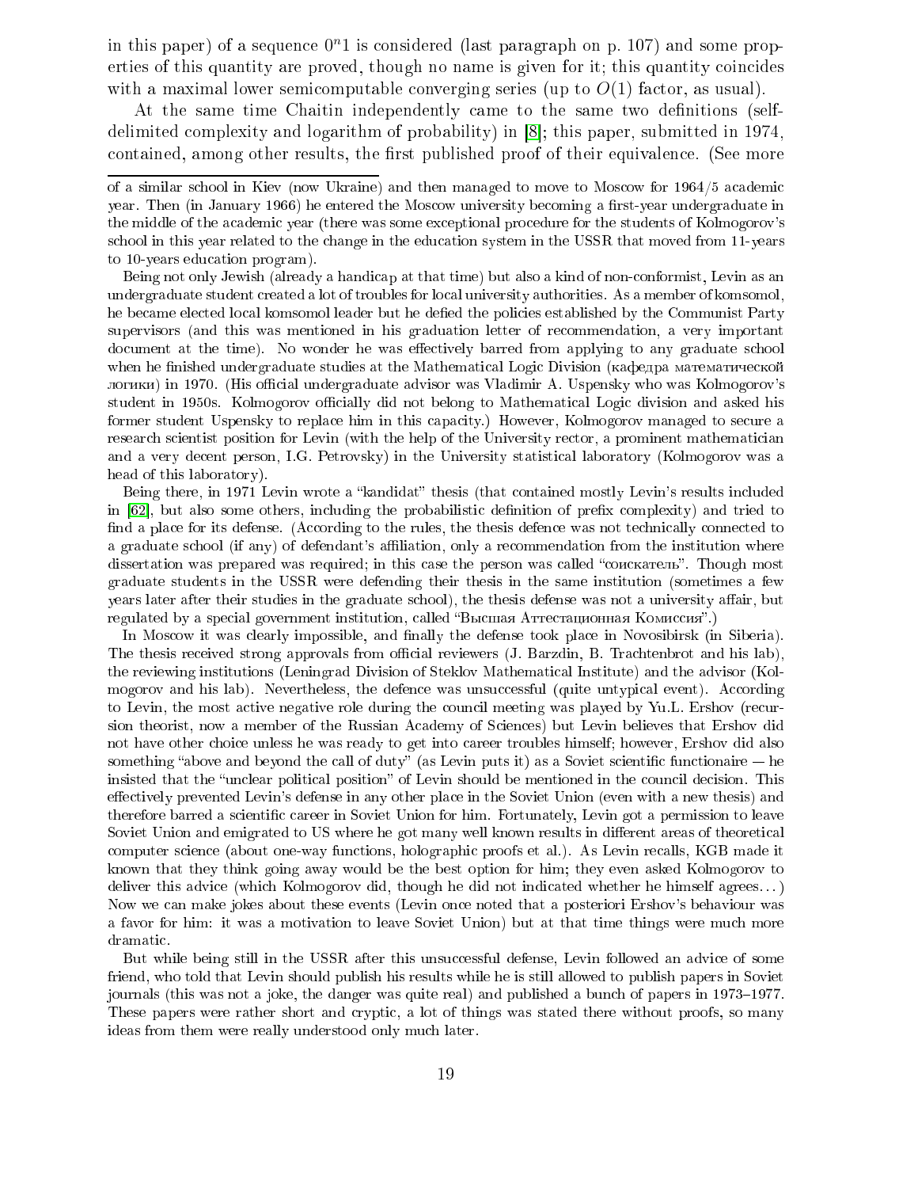in this paper) of a sequence $0^n1$ is considered (last paragraph on p. 107) and some properties of this quantity are proved, though no name is given for it; this quantity coincides with a maximal lower semicomputable converging series (up to $O(1)$ factor, as usual).

At the same time Chaitin independently came to the same two definitions (self-delimited complexity and logarithm of probability) in [8]; this paper, submitted in 1974, contained, among other results, the first published proof of their equivalence. (See more

---

of a similar school in Kiev (now Ukraine) and then managed to move to Moscow for 1964/5 academic year. Then (in January 1966) he entered the Moscow university becoming a first-year undergraduate in the middle of the academic year (there was some exceptional procedure for the students of Kolmogorov's school in this year related to the change in the education system in the USSR that moved from 11-years to 10-years education program).

Being not only Jewish (already a handicap at that time) but also a kind of non-conformist, Levin as an undergraduate student created a lot of troubles for local university authorities. As a member of komsomol, he became elected local komsomol leader but he defied the policies established by the Communist Party supervisors (and this was mentioned in his graduation letter of recommendation, a very important document at the time). No wonder he was effectively barred from applying to any graduate school when he finished undergraduate studies at the Mathematical Logic Division (кафедра математической логики) in 1970. (His official undergraduate advisor was Vladimir A. Uspensky who was Kolmogorov's student in 1950s. Kolmogorov officially did not belong to Mathematical Logic division and asked his former student Uspensky to replace him in this capacity.) However, Kolmogorov managed to secure a research scientist position for Levin (with the help of the University rector, a prominent mathematician and a very decent person, I.G. Petrovsky) in the University statistical laboratory (Kolmogorov was a head of this laboratory).

Being there, in 1971 Levin wrote a "kandidat" thesis (that contained mostly Levin's results included in [62], but also some others, including the probabilistic definition of prefix complexity) and tried to find a place for its defense. (According to the rules, the thesis defence was not technically connected to a graduate school (if any) of defendant's affiliation, only a recommendation from the institution where dissertation was prepared was required; in this case the person was called "соискатель". Though most graduate students in the USSR were defending their thesis in the same institution (sometimes a few years later after their studies in the graduate school), the thesis defense was not a university affair, but regulated by a special government institution, called "Высшая Аттестационная Комиссия".)

In Moscow it was clearly impossible, and finally the defense took place in Novosibirsk (in Siberia). The thesis received strong approvals from official reviewers (J. Barzdin, B. Trachtenbrot and his lab), the reviewing institutions (Leningrad Division of Steklov Mathematical Institute) and the advisor (Kolmogorov and his lab). Nevertheless, the defence was unsuccessful (quite untypical event). According to Levin, the most active negative role during the council meeting was played by Yu.L. Ershov (recursion theorist, now a member of the Russian Academy of Sciences) but Levin believes that Ershov did not have other choice unless he was ready to get into career troubles himself; however, Ershov did also something "above and beyond the call of duty" (as Levin puts it) as a Soviet scientific functionaire — he insisted that the "unclear political position" of Levin should be mentioned in the council decision. This effectively prevented Levin's defense in any other place in the Soviet Union (even with a new thesis) and therefore barred a scientific career in Soviet Union for him. Fortunately, Levin got a permission to leave Soviet Union and emigrated to US where he got many well known results in different areas of theoretical computer science (about one-way functions, holographic proofs et al.). As Levin recalls, KGB made it known that they think going away would be the best option for him; they even asked Kolmogorov to deliver this advice (which Kolmogorov did, though he did not indicated whether he himself agrees...) Now we can make jokes about these events (Levin once noted that a posteriori Ershov's behaviour was a favor for him: it was a motivation to leave Soviet Union) but at that time things were much more dramatic.

But while being still in the USSR after this unsuccessful defense, Levin followed an advice of some friend, who told that Levin should publish his results while he is still allowed to publish papers in Soviet journals (this was not a joke, the danger was quite real) and published a bunch of papers in 1973–1977. These papers were rather short and cryptic, a lot of things was stated there without proofs, so many ideas from them were really understood only much later.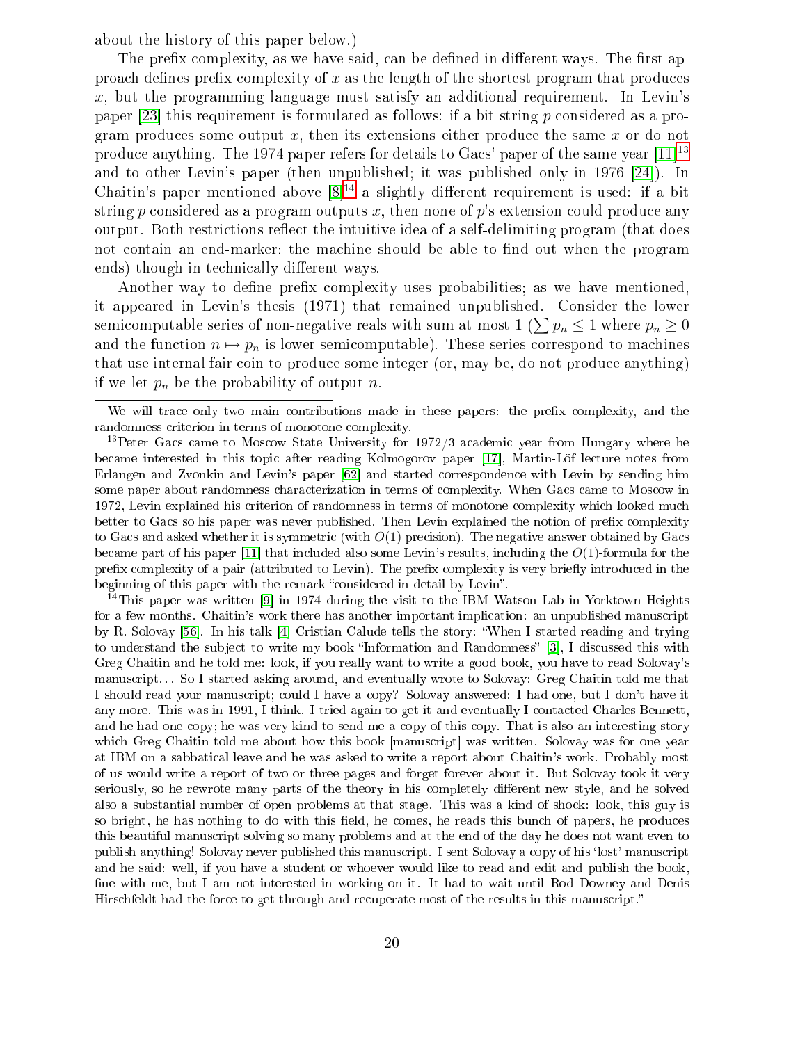about the history of this paper below.)

The prefix complexity, as we have said, can be defined in different ways. The first approach defines prefix complexity of $x$ as the length of the shortest program that produces $x$, but the programming language must satisfy an additional requirement. In Levin's paper [23] this requirement is formulated as follows: if a bit string $p$ considered as a program produces some output $x$, then its extensions either produce the same $x$ or do not produce anything. The 1974 paper refers for details to Gacs' paper of the same year [11][13] and to other Levin's paper (then unpublished; it was published only in 1976 [24]). In Chaitin's paper mentioned above [8][14] a slightly different requirement is used: if a bit string $p$ considered as a program outputs $x$, then none of $p$'s extension could produce any output. Both restrictions reflect the intuitive idea of a self-delimiting program (that does not contain an end-marker; the machine should be able to find out when the program ends) though in technically different ways.

Another way to define prefix complexity uses probabilities; as we have mentioned, it appeared in Levin's thesis (1971) that remained unpublished. Consider the lower semicomputable series of non-negative reals with sum at most 1 ($\sum p_n \le 1$ where $p_n \ge 0$ and the function $n \mapsto p_n$ is lower semicomputable). These series correspond to machines that use internal fair coin to produce some integer (or, may be, do not produce anything) if we let $p_n$ be the probability of output $n$.

---

We will trace only two main contributions made in these papers: the prefix complexity, and the randomness criterion in terms of monotone complexity.

[13] Peter Gacs came to Moscow State University for 1972/3 academic year from Hungary where he became interested in this topic after reading Kolmogorov paper [17], Martin-Löf lecture notes from Erlangen and Zvonkin and Levin's paper [62] and started correspondence with Levin by sending him some paper about randomness characterization in terms of complexity. When Gacs came to Moscow in 1972, Levin explained his criterion of randomness in terms of monotone complexity which looked much better to Gacs so his paper was never published. Then Levin explained the notion of prefix complexity to Gacs and asked whether it is symmetric (with $O(1)$ precision). The negative answer obtained by Gacs became part of his paper [11] that included also some Levin's results, including the $O(1)$-formula for the prefix complexity of a pair (attributed to Levin). The prefix complexity is very briefly introduced in the beginning of this paper with the remark "considered in detail by Levin".

[14] This paper was written [9] in 1974 during the visit to the IBM Watson Lab in Yorktown Heights for a few months. Chaitin's work there has another important implication: an unpublished manuscript by R. Solovay [56]. In his talk [4] Cristian Calude tells the story: "When I started reading and trying to understand the subject to write my book "Information and Randomness" [3], I discussed this with Greg Chaitin and he told me: look, if you really want to write a good book, you have to read Solovay's manuscript… So I started asking around, and eventually wrote to Solovay: Greg Chaitin told me that I should read your manuscript; could I have a copy? Solovay answered: I had one, but I don't have it any more. This was in 1991, I think. I tried again to get it and eventually I contacted Charles Bennett, and he had one copy; he was very kind to send me a copy of this copy. That is also an interesting story which Greg Chaitin told me about how this book [manuscript] was written. Solovay was for one year at IBM on a sabbatical leave and he was asked to write a report about Chaitin's work. Probably most of us would write a report of two or three pages and forget forever about it. But Solovay took it very seriously, so he rewrote many parts of the theory in his completely different new style, and he solved also a substantial number of open problems at that stage. This was a kind of shock: look, this guy is so bright, he has nothing to do with this field, he comes, he reads this bunch of papers, he produces this beautiful manuscript solving so many problems and at the end of the day he does not want even to publish anything! Solovay never published this manuscript. I sent Solovay a copy of his 'lost' manuscript and he said: well, if you have a student or whoever would like to read and edit and publish the book, fine with me, but I am not interested in working on it. It had to wait until Rod Downey and Denis Hirschfeldt had the force to get through and recuperate most of the results in this manuscript."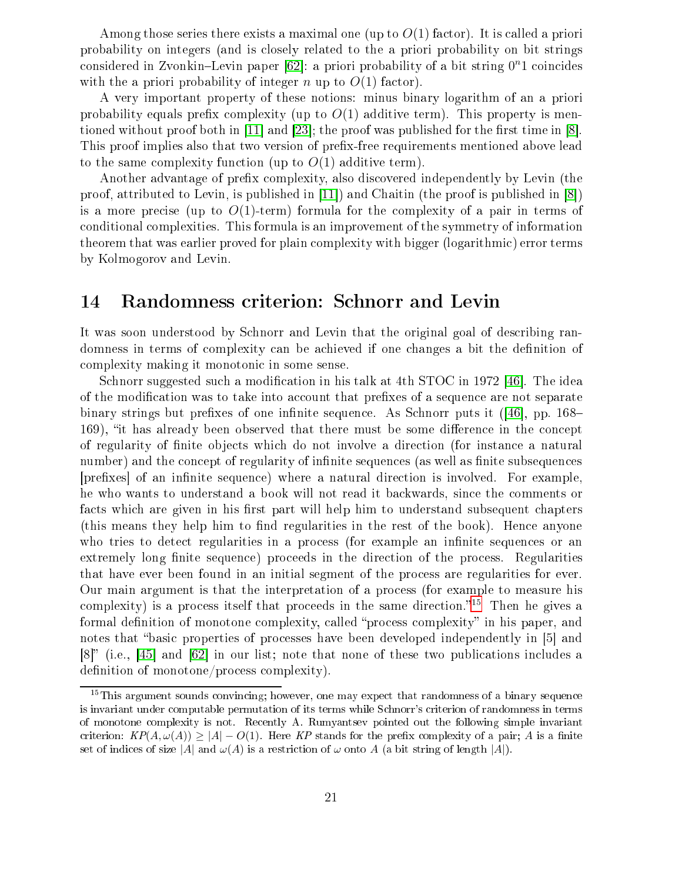Among those series there exists a maximal one (up to $O(1)$ factor). It is called a priori probability on integers (and is closely related to the a priori probability on bit strings considered in Zvonkin–Levin paper [62]: a priori probability of a bit string $0^n1$ coincides with the a priori probability of integer $n$ up to $O(1)$ factor).

A very important property of these notions: minus binary logarithm of an a priori probability equals prefix complexity (up to $O(1)$ additive term). This property is mentioned without proof both in [11] and [23]; the proof was published for the first time in [8]. This proof implies also that two version of prefix-free requirements mentioned above lead to the same complexity function (up to $O(1)$ additive term).

Another advantage of prefix complexity, also discovered independently by Levin (the proof, attributed to Levin, is published in [11]) and Chaitin (the proof is published in [8]) is a more precise (up to $O(1)$-term) formula for the complexity of a pair in terms of conditional complexities. This formula is an improvement of the symmetry of information theorem that was earlier proved for plain complexity with bigger (logarithmic) error terms by Kolmogorov and Levin.

## 14 Randomness criterion: Schnorr and Levin

It was soon understood by Schnorr and Levin that the original goal of describing randomness in terms of complexity can be achieved if one changes a bit the definition of complexity making it monotonic in some sense.

Schnorr suggested such a modification in his talk at 4th STOC in 1972 [46]. The idea of the modification was to take into account that prefixes of a sequence are not separate binary strings but prefixes of one infinite sequence. As Schnorr puts it ([46], pp. 168–169), "it has already been observed that there must be some difference in the concept of regularity of finite objects which do not involve a direction (for instance a natural number) and the concept of regularity of infinite sequences (as well as finite subsequences [prefixes] of an infinite sequence) where a natural direction is involved. For example, he who wants to understand a book will not read it backwards, since the comments or facts which are given in his first part will help him to understand subsequent chapters (this means they help him to find regularities in the rest of the book). Hence anyone who tries to detect regularities in a process (for example an infinite sequences or an extremely long finite sequence) proceeds in the direction of the process. Regularities that have ever been found in an initial segment of the process are regularities for ever. Our main argument is that the interpretation of a process (for example to measure his complexity) is a process itself that proceeds in the same direction."[15] Then he gives a formal definition of monotone complexity, called "process complexity" in his paper, and notes that "basic properties of processes have been developed independently in [5] and [8]" (i.e., [45] and [62] in our list; note that none of these two publications includes a definition of monotone/process complexity).

[15] This argument sounds convincing; however, one may expect that randomness of a binary sequence is invariant under computable permutation of its terms while Schnorr's criterion of randomness in terms of monotone complexity is not. Recently A. Rumyantsev pointed out the following simple invariant criterion: $KP(A, \omega(A)) \geq |A| - O(1)$. Here $KP$ stands for the prefix complexity of a pair; $A$ is a finite set of indices of size $|A|$ and $\omega(A)$ is a restriction of $\omega$ onto $A$ (a bit string of length $|A|$).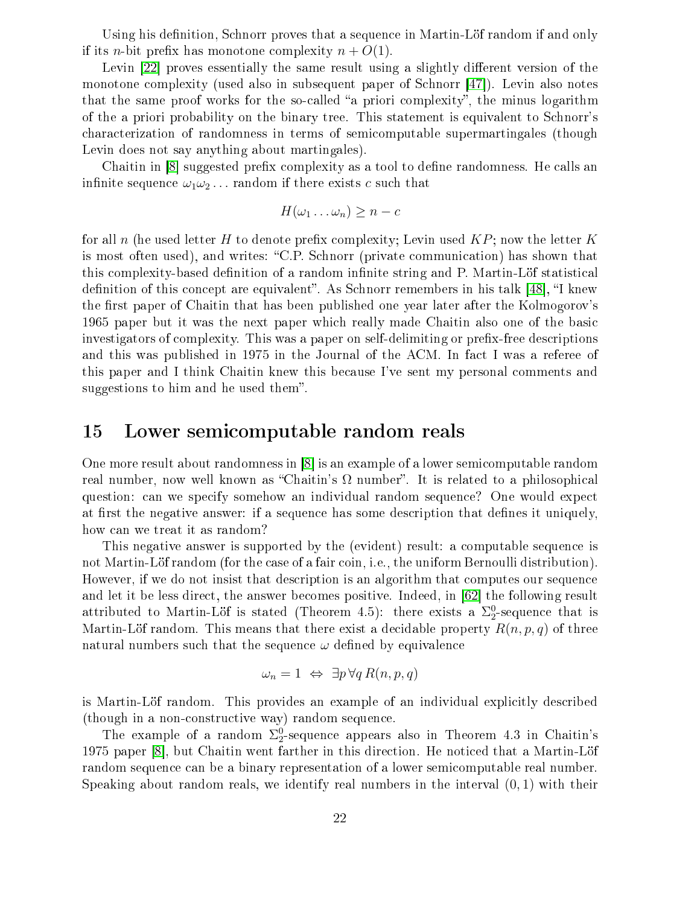Using his definition, Schnorr proves that a sequence in Martin-Löf random if and only if its $n$-bit prefix has monotone complexity $n + O(1)$.

Levin [22] proves essentially the same result using a slightly different version of the monotone complexity (used also in subsequent paper of Schnorr [47]). Levin also notes that the same proof works for the so-called "a priori complexity", the minus logarithm of the a priori probability on the binary tree. This statement is equivalent to Schnorr's characterization of randomness in terms of semicomputable supermartingales (though Levin does not say anything about martingales).

Chaitin in [8] suggested prefix complexity as a tool to define randomness. He calls an infinite sequence $\omega_1\omega_2\ldots$ random if there exists $c$ such that

$$H(\omega_1 \ldots \omega_n) \geq n - c$$

for all $n$ (he used letter $H$ to denote prefix complexity; Levin used $KP$; now the letter $K$ is most often used), and writes: "C.P. Schnorr (private communication) has shown that this complexity-based definition of a random infinite string and P. Martin-Löf statistical definition of this concept are equivalent". As Schnorr remembers in his talk [48], "I knew the first paper of Chaitin that has been published one year later after the Kolmogorov's 1965 paper but it was the next paper which really made Chaitin also one of the basic investigators of complexity. This was a paper on self-delimiting or prefix-free descriptions and this was published in 1975 in the Journal of the ACM. In fact I was a referee of this paper and I think Chaitin knew this because I've sent my personal comments and suggestions to him and he used them".

# 15 Lower semicomputable random reals

One more result about randomness in [8] is an example of a lower semicomputable random real number, now well known as "Chaitin's $\Omega$ number". It is related to a philosophical question: can we specify somehow an individual random sequence? One would expect at first the negative answer: if a sequence has some description that defines it uniquely, how can we treat it as random?

This negative answer is supported by the (evident) result: a computable sequence is not Martin-Löf random (for the case of a fair coin, i.e., the uniform Bernoulli distribution). However, if we do not insist that description is an algorithm that computes our sequence and let it be less direct, the answer becomes positive. Indeed, in [62] the following result attributed to Martin-Löf is stated (Theorem 4.5): there exists a $\Sigma^0_2$-sequence that is Martin-Löf random. This means that there exist a decidable property $R(n,p,q)$ of three natural numbers such that the sequence $\omega$ defined by equivalence

$$\omega_n = 1 \;\Leftrightarrow\; \exists p\, \forall q\, R(n,p,q)$$

is Martin-Löf random. This provides an example of an individual explicitly described (though in a non-constructive way) random sequence.

The example of a random $\Sigma^0_2$-sequence appears also in Theorem 4.3 in Chaitin's 1975 paper [8], but Chaitin went farther in this direction. He noticed that a Martin-Löf random sequence can be a binary representation of a lower semicomputable real number. Speaking about random reals, we identify real numbers in the interval $(0, 1)$ with their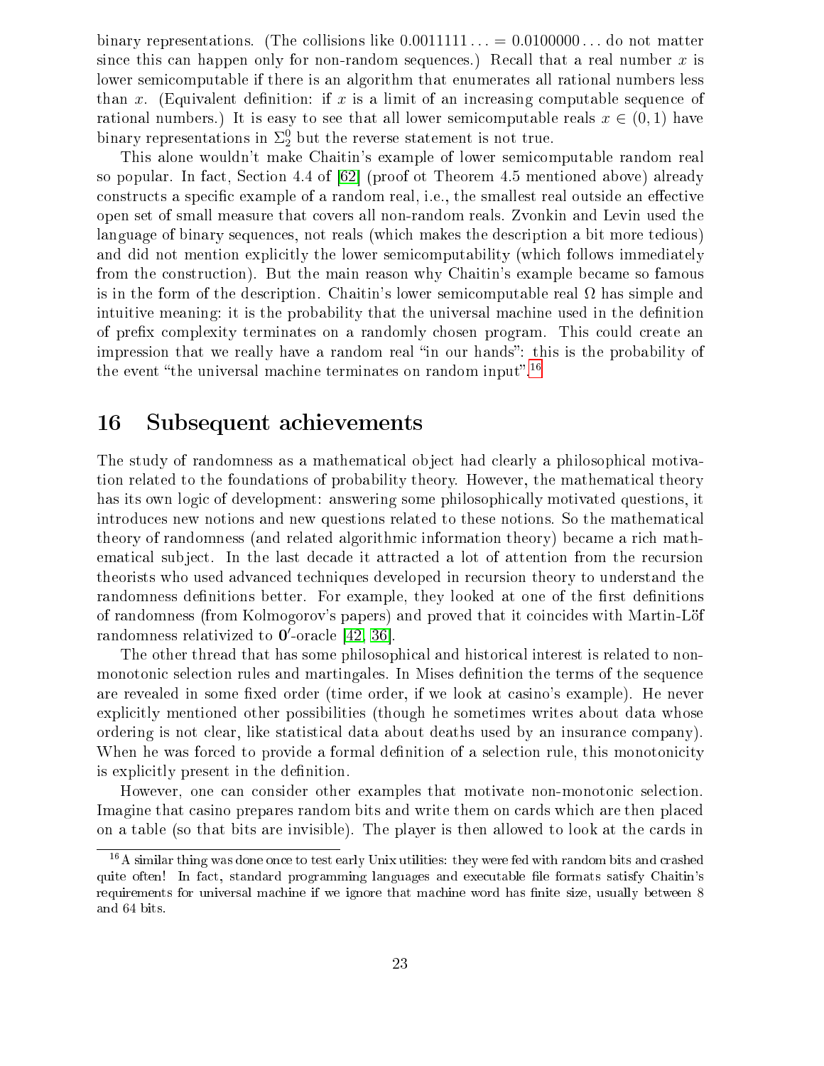binary representations. (The collisions like $0.0011111\ldots = 0.0100000\ldots$ do not matter since this can happen only for non-random sequences.) Recall that a real number $x$ is lower semicomputable if there is an algorithm that enumerates all rational numbers less than $x$. (Equivalent definition: if $x$ is a limit of an increasing computable sequence of rational numbers.) It is easy to see that all lower semicomputable reals $x \in (0,1)$ have binary representations in $\Sigma^0_2$ but the reverse statement is not true.

This alone wouldn't make Chaitin's example of lower semicomputable random real so popular. In fact, Section 4.4 of [62] (proof ot Theorem 4.5 mentioned above) already constructs a specific example of a random real, i.e., the smallest real outside an effective open set of small measure that covers all non-random reals. Zvonkin and Levin used the language of binary sequences, not reals (which makes the description a bit more tedious) and did not mention explicitly the lower semicomputability (which follows immediately from the construction). But the main reason why Chaitin's example became so famous is in the form of the description. Chaitin's lower semicomputable real $\Omega$ has simple and intuitive meaning: it is the probability that the universal machine used in the definition of prefix complexity terminates on a randomly chosen program. This could create an impression that we really have a random real "in our hands": this is the probability of the event "the universal machine terminates on random input".[16]

## 16 Subsequent achievements

The study of randomness as a mathematical object had clearly a philosophical motivation related to the foundations of probability theory. However, the mathematical theory has its own logic of development: answering some philosophically motivated questions, it introduces new notions and new questions related to these notions. So the mathematical theory of randomness (and related algorithmic information theory) became a rich mathematical subject. In the last decade it attracted a lot of attention from the recursion theorists who used advanced techniques developed in recursion theory to understand the randomness definitions better. For example, they looked at one of the first definitions of randomness (from Kolmogorov's papers) and proved that it coincides with Martin-Löf randomness relativized to $\mathbf{0}'$-oracle [42, 36].

The other thread that has some philosophical and historical interest is related to non-monotonic selection rules and martingales. In Mises definition the terms of the sequence are revealed in some fixed order (time order, if we look at casino's example). He never explicitly mentioned other possibilities (though he sometimes writes about data whose ordering is not clear, like statistical data about deaths used by an insurance company). When he was forced to provide a formal definition of a selection rule, this monotonicity is explicitly present in the definition.

However, one can consider other examples that motivate non-monotonic selection. Imagine that casino prepares random bits and write them on cards which are then placed on a table (so that bits are invisible). The player is then allowed to look at the cards in

[16] A similar thing was done once to test early Unix utilities: they were fed with random bits and crashed quite often! In fact, standard programming languages and executable file formats satisfy Chaitin's requirements for universal machine if we ignore that machine word has finite size, usually between 8 and 64 bits.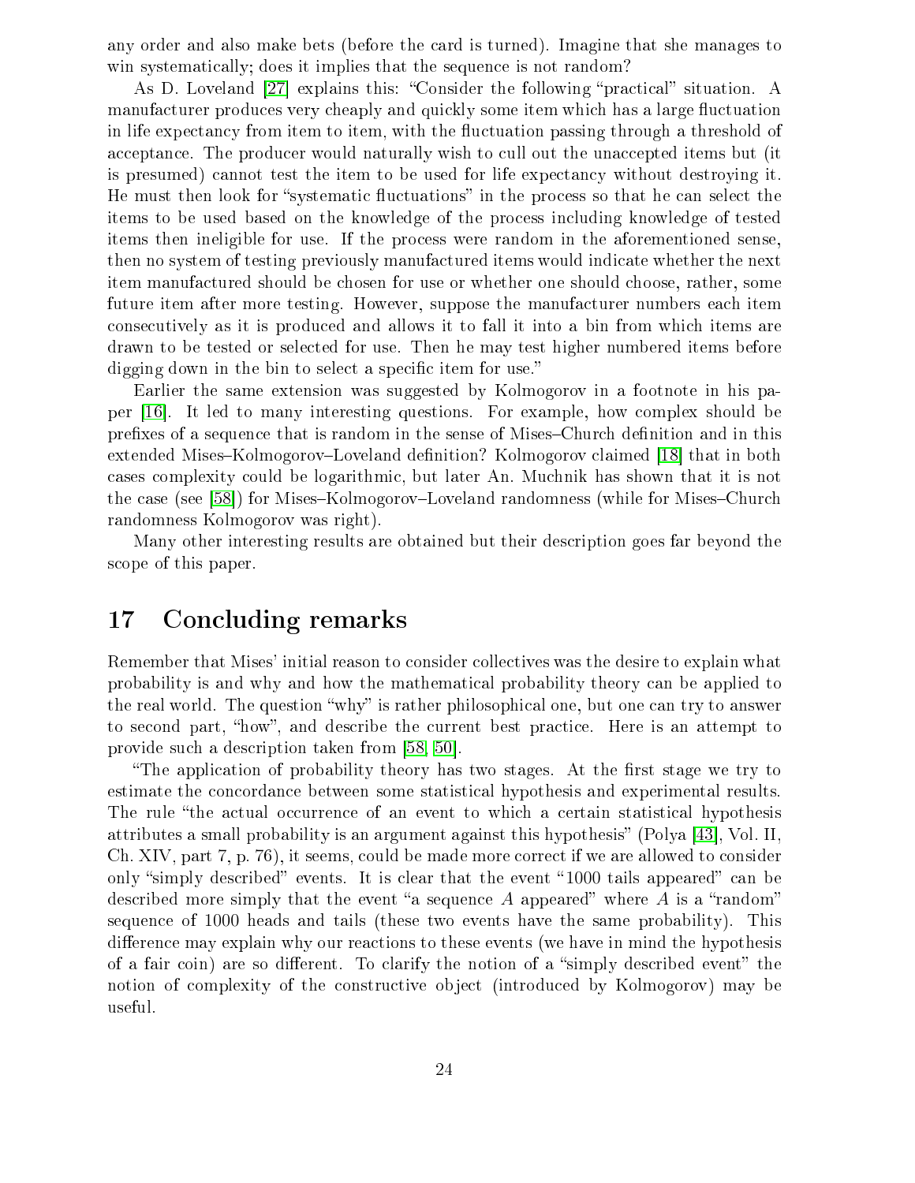any order and also make bets (before the card is turned). Imagine that she manages to win systematically; does it implies that the sequence is not random?

As D. Loveland [27] explains this: "Consider the following "practical" situation. A manufacturer produces very cheaply and quickly some item which has a large fluctuation in life expectancy from item to item, with the fluctuation passing through a threshold of acceptance. The producer would naturally wish to cull out the unaccepted items but (it is presumed) cannot test the item to be used for life expectancy without destroying it. He must then look for "systematic fluctuations" in the process so that he can select the items to be used based on the knowledge of the process including knowledge of tested items then ineligible for use. If the process were random in the aforementioned sense, then no system of testing previously manufactured items would indicate whether the next item manufactured should be chosen for use or whether one should choose, rather, some future item after more testing. However, suppose the manufacturer numbers each item consecutively as it is produced and allows it to fall it into a bin from which items are drawn to be tested or selected for use. Then he may test higher numbered items before digging down in the bin to select a specific item for use."

Earlier the same extension was suggested by Kolmogorov in a footnote in his paper [16]. It led to many interesting questions. For example, how complex should be prefixes of a sequence that is random in the sense of Mises–Church definition and in this extended Mises–Kolmogorov–Loveland definition? Kolmogorov claimed [18] that in both cases complexity could be logarithmic, but later An. Muchnik has shown that it is not the case (see [58]) for Mises–Kolmogorov–Loveland randomness (while for Mises–Church randomness Kolmogorov was right).

Many other interesting results are obtained but their description goes far beyond the scope of this paper.

# 17 Concluding remarks

Remember that Mises' initial reason to consider collectives was the desire to explain what probability is and why and how the mathematical probability theory can be applied to the real world. The question "why" is rather philosophical one, but one can try to answer to second part, "how", and describe the current best practice. Here is an attempt to provide such a description taken from [58, 50].

"The application of probability theory has two stages. At the first stage we try to estimate the concordance between some statistical hypothesis and experimental results. The rule "the actual occurrence of an event to which a certain statistical hypothesis attributes a small probability is an argument against this hypothesis" (Polya [43], Vol. II, Ch. XIV, part 7, p. 76), it seems, could be made more correct if we are allowed to consider only "simply described" events. It is clear that the event "1000 tails appeared" can be described more simply that the event "a sequence $A$ appeared" where $A$ is a "random" sequence of 1000 heads and tails (these two events have the same probability). This difference may explain why our reactions to these events (we have in mind the hypothesis of a fair coin) are so different. To clarify the notion of a "simply described event" the notion of complexity of the constructive object (introduced by Kolmogorov) may be useful.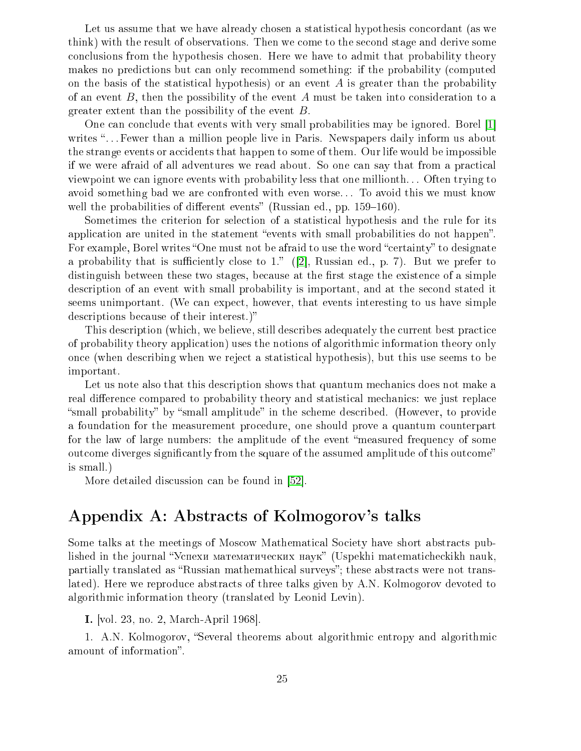Let us assume that we have already chosen a statistical hypothesis concordant (as we think) with the result of observations. Then we come to the second stage and derive some conclusions from the hypothesis chosen. Here we have to admit that probability theory makes no predictions but can only recommend something: if the probability (computed on the basis of the statistical hypothesis) or an event $A$ is greater than the probability of an event $B$, then the possibility of the event $A$ must be taken into consideration to a greater extent than the possibility of the event $B$.

One can conclude that events with very small probabilities may be ignored. Borel [1] writes "...Fewer than a million people live in Paris. Newspapers daily inform us about the strange events or accidents that happen to some of them. Our life would be impossible if we were afraid of all adventures we read about. So one can say that from a practical viewpoint we can ignore events with probability less that one millionth... Often trying to avoid something bad we are confronted with even worse... To avoid this we must know well the probabilities of different events" (Russian ed., pp. 159–160).

Sometimes the criterion for selection of a statistical hypothesis and the rule for its application are united in the statement "events with small probabilities do not happen". For example, Borel writes "One must not be afraid to use the word "certainty" to designate a probability that is sufficiently close to 1." ([2], Russian ed., p. 7). But we prefer to distinguish between these two stages, because at the first stage the existence of a simple description of an event with small probability is important, and at the second stated it seems unimportant. (We can expect, however, that events interesting to us have simple descriptions because of their interest.)"

This description (which, we believe, still describes adequately the current best practice of probability theory application) uses the notions of algorithmic information theory only once (when describing when we reject a statistical hypothesis), but this use seems to be important.

Let us note also that this description shows that quantum mechanics does not make a real difference compared to probability theory and statistical mechanics: we just replace "small probability" by "small amplitude" in the scheme described. (However, to provide a foundation for the measurement procedure, one should prove a quantum counterpart for the law of large numbers: the amplitude of the event "measured frequency of some outcome diverges significantly from the square of the assumed amplitude of this outcome" is small.)

More detailed discussion can be found in [52].

## Appendix A: Abstracts of Kolmogorov's talks

Some talks at the meetings of Moscow Mathematical Society have short abstracts published in the journal "Успехи математических наук" (Uspekhi matematicheckikh nauk, partially translated as "Russian mathemathical surveys"; these abstracts were not translated). Here we reproduce abstracts of three talks given by A.N. Kolmogorov devoted to algorithmic information theory (translated by Leonid Levin).

**I.** [vol. 23, no. 2, March-April 1968].

1. A.N. Kolmogorov, "Several theorems about algorithmic entropy and algorithmic amount of information".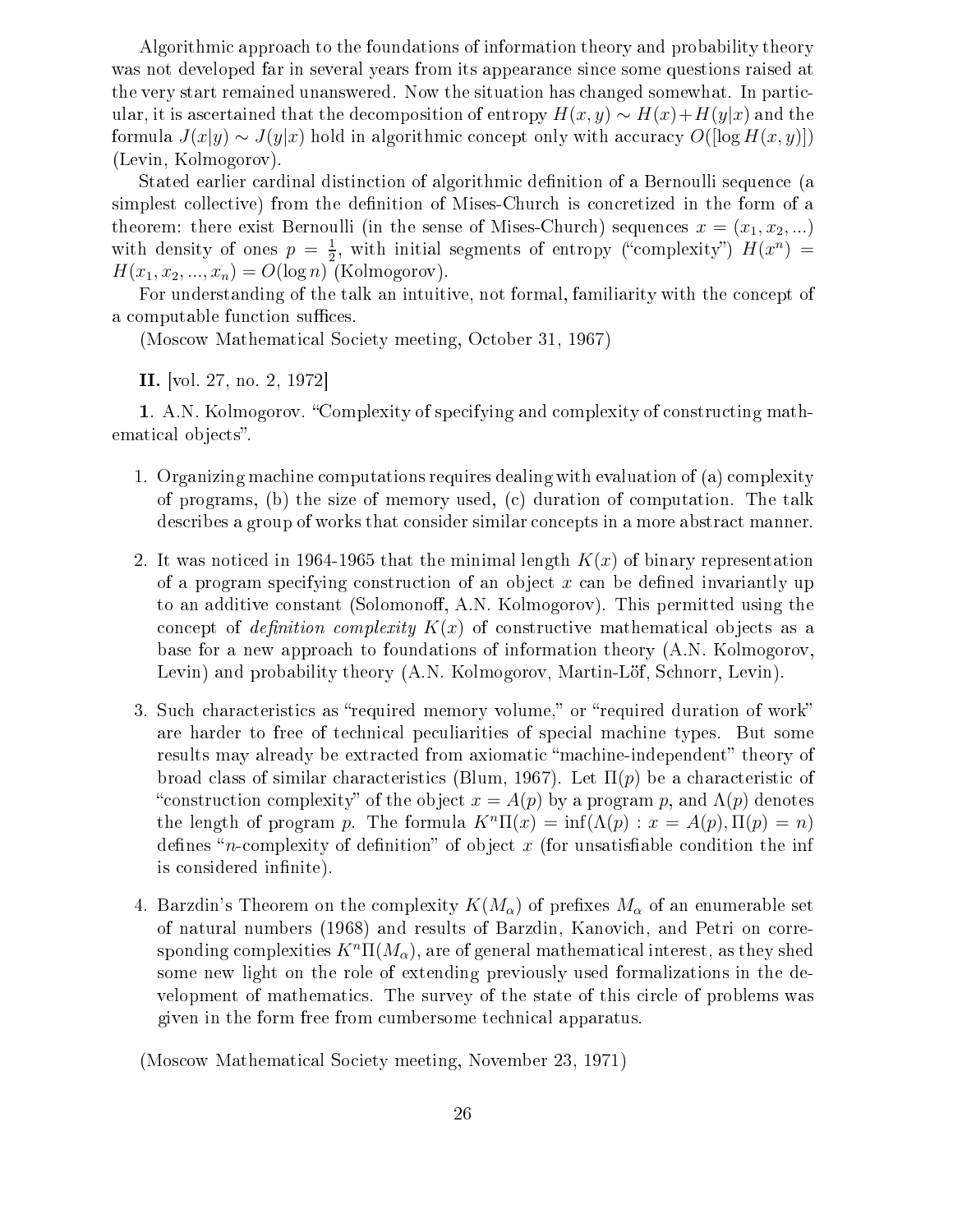Algorithmic approach to the foundations of information theory and probability theory was not developed far in several years from its appearance since some questions raised at the very start remained unanswered. Now the situation has changed somewhat. In particular, it is ascertained that the decomposition of entropy $H(x,y) \sim H(x) + H(y|x)$ and the formula $J(x|y) \sim J(y|x)$ hold in algorithmic concept only with accuracy $O([\log H(x,y)])$ (Levin, Kolmogorov).

Stated earlier cardinal distinction of algorithmic definition of a Bernoulli sequence (a simplest collective) from the definition of Mises-Church is concretized in the form of a theorem: there exist Bernoulli (in the sense of Mises-Church) sequences $x = (x_1, x_2, ...)$ with density of ones $p = \frac{1}{2}$, with initial segments of entropy ("complexity") $H(x^n) = H(x_1, x_2, ..., x_n) = O(\log n)$ (Kolmogorov).

For understanding of the talk an intuitive, not formal, familiarity with the concept of a computable function suffices.

(Moscow Mathematical Society meeting, October 31, 1967)

**II.** [vol. 27, no. 2, 1972]

**1**. A.N. Kolmogorov. "Complexity of specifying and complexity of constructing mathematical objects".

1. Organizing machine computations requires dealing with evaluation of (a) complexity of programs, (b) the size of memory used, (c) duration of computation. The talk describes a group of works that consider similar concepts in a more abstract manner.

2. It was noticed in 1964-1965 that the minimal length $K(x)$ of binary representation of a program specifying construction of an object $x$ can be defined invariantly up to an additive constant (Solomonoff, A.N. Kolmogorov). This permitted using the concept of *definition complexity* $K(x)$ of constructive mathematical objects as a base for a new approach to foundations of information theory (A.N. Kolmogorov, Levin) and probability theory (A.N. Kolmogorov, Martin-Löf, Schnorr, Levin).

3. Such characteristics as "required memory volume," or "required duration of work" are harder to free of technical peculiarities of special machine types. But some results may already be extracted from axiomatic "machine-independent" theory of broad class of similar characteristics (Blum, 1967). Let $\Pi(p)$ be a characteristic of "construction complexity" of the object $x = A(p)$ by a program $p$, and $\Lambda(p)$ denotes the length of program $p$. The formula $K^n\Pi(x) = \inf(\Lambda(p) : x = A(p), \Pi(p) = n)$ defines "$n$-complexity of definition" of object $x$ (for unsatisfiable condition the inf is considered infinite).

4. Barzdin's Theorem on the complexity $K(M_\alpha)$ of prefixes $M_\alpha$ of an enumerable set of natural numbers (1968) and results of Barzdin, Kanovich, and Petri on corresponding complexities $K^n\Pi(M_\alpha)$, are of general mathematical interest, as they shed some new light on the role of extending previously used formalizations in the development of mathematics. The survey of the state of this circle of problems was given in the form free from cumbersome technical apparatus.

(Moscow Mathematical Society meeting, November 23, 1971)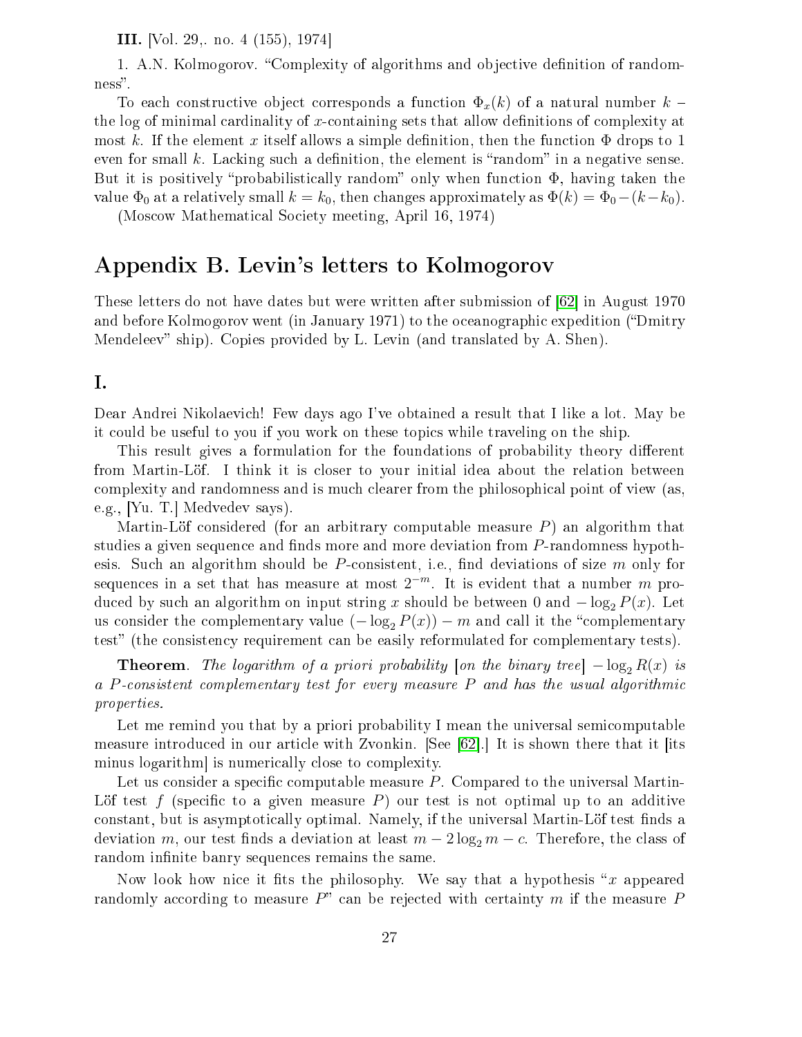**III.** [Vol. 29,. no. 4 (155), 1974]

1. A.N. Kolmogorov. "Complexity of algorithms and objective definition of randomness".

To each constructive object corresponds a function $\Phi_x(k)$ of a natural number $k$ – the log of minimal cardinality of $x$-containing sets that allow definitions of complexity at most $k$. If the element $x$ itself allows a simple definition, then the function $\Phi$ drops to 1 even for small $k$. Lacking such a definition, the element is "random" in a negative sense. But it is positively "probabilistically random" only when function $\Phi$, having taken the value $\Phi_0$ at a relatively small $k = k_0$, then changes approximately as $\Phi(k) = \Phi_0 - (k - k_0)$.

(Moscow Mathematical Society meeting, April 16, 1974)

# Appendix B. Levin's letters to Kolmogorov

These letters do not have dates but were written after submission of [62] in August 1970 and before Kolmogorov went (in January 1971) to the oceanographic expedition ("Dmitry Mendeleev" ship). Copies provided by L. Levin (and translated by A. Shen).

## I.

Dear Andrei Nikolaevich! Few days ago I've obtained a result that I like a lot. May be it could be useful to you if you work on these topics while traveling on the ship.

This result gives a formulation for the foundations of probability theory different from Martin-Löf. I think it is closer to your initial idea about the relation between complexity and randomness and is much clearer from the philosophical point of view (as, e.g., [Yu. T.] Medvedev says).

Martin-Löf considered (for an arbitrary computable measure $P$) an algorithm that studies a given sequence and finds more and more deviation from $P$-randomness hypothesis. Such an algorithm should be $P$-consistent, i.e., find deviations of size $m$ only for sequences in a set that has measure at most $2^{-m}$. It is evident that a number $m$ produced by such an algorithm on input string $x$ should be between 0 and $-\log_2 P(x)$. Let us consider the complementary value $(-\log_2 P(x)) - m$ and call it the "complementary test" (the consistency requirement can be easily reformulated for complementary tests).

**Theorem**. *The logarithm of a priori probability [on the binary tree] $-\log_2 R(x)$ is a $P$-consistent complementary test for every measure $P$ and has the usual algorithmic properties.*

Let me remind you that by a priori probability I mean the universal semicomputable measure introduced in our article with Zvonkin. [See [62].] It is shown there that it [its minus logarithm] is numerically close to complexity.

Let us consider a specific computable measure $P$. Compared to the universal Martin-Löf test $f$ (specific to a given measure $P$) our test is not optimal up to an additive constant, but is asymptotically optimal. Namely, if the universal Martin-Löf test finds a deviation $m$, our test finds a deviation at least $m - 2\log_2 m - c$. Therefore, the class of random infinite banry sequences remains the same.

Now look how nice it fits the philosophy. We say that a hypothesis "$x$ appeared randomly according to measure $P$" can be rejected with certainty $m$ if the measure $P$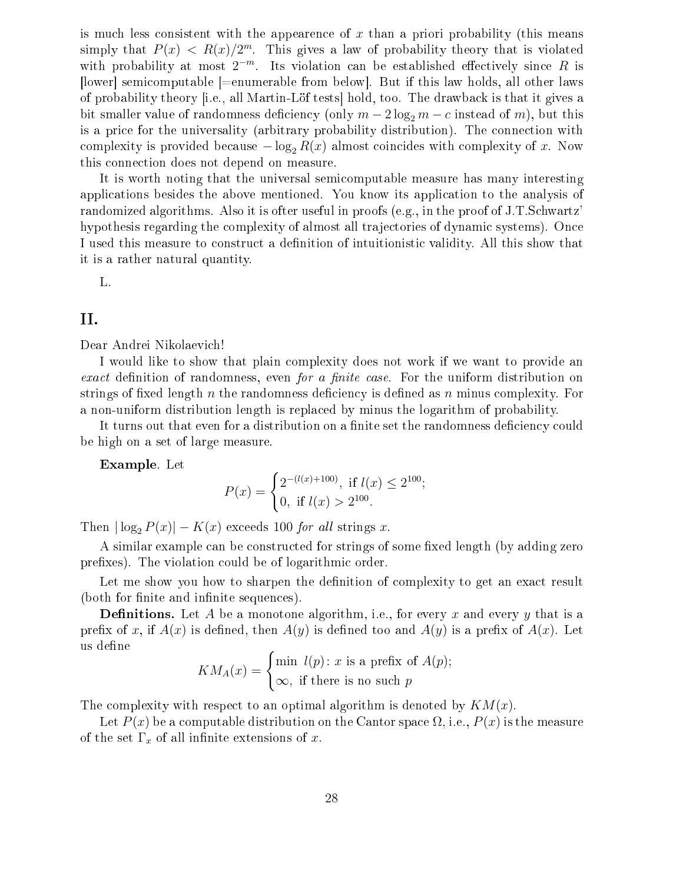is much less consistent with the appearence of $x$ than a priori probability (this means simply that $P(x) < R(x)/2^m$. This gives a law of probability theory that is violated with probability at most $2^{-m}$. Its violation can be established effectively since $R$ is [lower] semicomputable [=enumerable from below]. But if this law holds, all other laws of probability theory [i.e., all Martin-Löf tests] hold, too. The drawback is that it gives a bit smaller value of randomness deficiency (only $m - 2\log_2 m - c$ instead of $m$), but this is a price for the universality (arbitrary probability distribution). The connection with complexity is provided because $-\log_2 R(x)$ almost coincides with complexity of $x$. Now this connection does not depend on measure.

It is worth noting that the universal semicomputable measure has many interesting applications besides the above mentioned. You know its application to the analysis of randomized algorithms. Also it is ofter useful in proofs (e.g., in the proof of J.T.Schwartz' hypothesis regarding the complexity of almost all trajectories of dynamic systems). Once I used this measure to construct a definition of intuitionistic validity. All this show that it is a rather natural quantity.

L.

## II.

Dear Andrei Nikolaevich!

I would like to show that plain complexity does not work if we want to provide an *exact* definition of randomness, even *for a finite case*. For the uniform distribution on strings of fixed length $n$ the randomness deficiency is defined as $n$ minus complexity. For a non-uniform distribution length is replaced by minus the logarithm of probability.

It turns out that even for a distribution on a finite set the randomness deficiency could be high on a set of large measure.

**Example**. Let

$$P(x) = \begin{cases} 2^{-(l(x)+100)}, \text{ if } l(x) \leq 2^{100}; \\ 0, \text{ if } l(x) > 2^{100}. \end{cases}$$

Then $|\log_2 P(x)| - K(x)$ exceeds 100 *for all* strings $x$.

A similar example can be constructed for strings of some fixed length (by adding zero prefixes). The violation could be of logarithmic order.

Let me show you how to sharpen the definition of complexity to get an exact result (both for finite and infinite sequences).

**Definitions.** Let $A$ be a monotone algorithm, i.e., for every $x$ and every $y$ that is a prefix of $x$, if $A(x)$ is defined, then $A(y)$ is defined too and $A(y)$ is a prefix of $A(x)$. Let us define

$$KM_A(x) = \begin{cases} \min\ l(p) \colon x \text{ is a prefix of } A(p); \\ \infty, \text{ if there is no such } p \end{cases}$$

The complexity with respect to an optimal algorithm is denoted by $KM(x)$.

Let $P(x)$ be a computable distribution on the Cantor space $\Omega$, i.e., $P(x)$ is the measure of the set $\Gamma_x$ of all infinite extensions of $x$.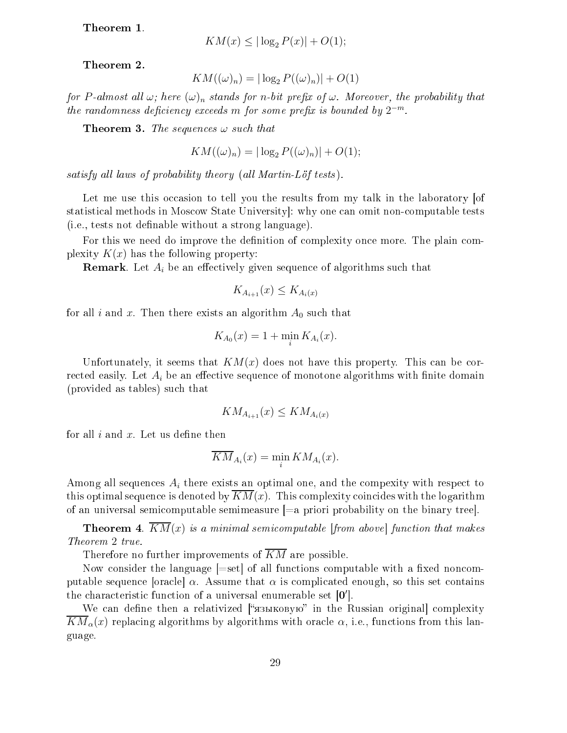**Theorem 1.**

$$KM(x) \leq |\log_2 P(x)| + O(1);$$

**Theorem 2.**

$$KM((\omega)_n) = |\log_2 P((\omega)_n)| + O(1)$$

*for $P$-almost all $\omega$; here $(\omega)_n$ stands for $n$-bit prefix of $\omega$. Moreover, the probability that the randomness deficiency exceeds $m$ for some prefix is bounded by $2^{-m}$.*

**Theorem 3.** *The sequences $\omega$ such that*

$$KM((\omega)_n) = |\log_2 P((\omega)_n)| + O(1);$$

*satisfy all laws of probability theory (all Martin-Löf tests).*

Let me use this occasion to tell you the results from my talk in the laboratory [of statistical methods in Moscow State University]: why one can omit non-computable tests (i.e., tests not definable without a strong language).

For this we need do improve the definition of complexity once more. The plain complexity $K(x)$ has the following property:

**Remark**. Let $A_i$ be an effectively given sequence of algorithms such that

$$K_{A_{i+1}}(x) \leq K_{A_i(x)}$$

for all $i$ and $x$. Then there exists an algorithm $A_0$ such that

$$K_{A_0}(x) = 1 + \min_i K_{A_i}(x).$$

Unfortunately, it seems that $KM(x)$ does not have this property. This can be corrected easily. Let $A_i$ be an effective sequence of monotone algorithms with finite domain (provided as tables) such that

$$KM_{A_{i+1}}(x) \leq KM_{A_i(x)}$$

for all $i$ and $x$. Let us define then

$$\overline{KM}_{A_i}(x) = \min_i KM_{A_i}(x).$$

Among all sequences $A_i$ there exists an optimal one, and the compexity with respect to this optimal sequence is denoted by $\overline{KM}(x)$. This complexity coincides with the logarithm of an universal semicomputable semimeasure [=a priori probability on the binary tree].

**Theorem 4**. *$\overline{KM}(x)$ is a minimal semicomputable [from above] function that makes Theorem 2 true.*

Therefore no further improvements of $\overline{KM}$ are possible.

Now consider the language [=set] of all functions computable with a fixed noncomputable sequence [oracle] $\alpha$. Assume that $\alpha$ is complicated enough, so this set contains the characteristic function of a universal enumerable set [$\mathbf{0}'$].

We can define then a relativized ["языковую" in the Russian original] complexity $\overline{KM}_\alpha(x)$ replacing algorithms by algorithms with oracle $\alpha$, i.e., functions from this language.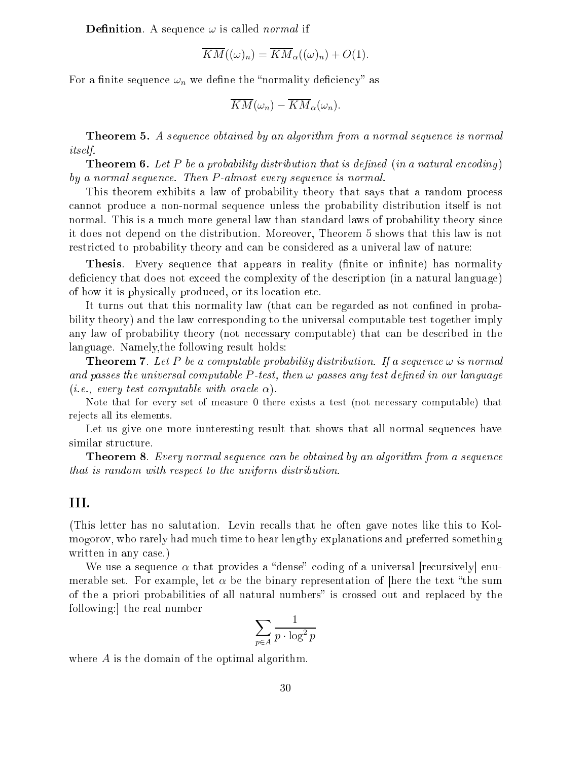**Definition**. A sequence $\omega$ is called *normal* if

$$\overline{KM}((\omega)_n) = \overline{KM}_\alpha((\omega)_n) + O(1).$$

For a finite sequence $\omega_n$ we define the "normality deficiency" as

$$\overline{KM}(\omega_n) - \overline{KM}_\alpha(\omega_n).$$

**Theorem 5.** *A sequence obtained by an algorithm from a normal sequence is normal itself.*

**Theorem 6.** *Let $P$ be a probability distribution that is defined (in a natural encoding) by a normal sequence. Then $P$-almost every sequence is normal.*

This theorem exhibits a law of probability theory that says that a random process cannot produce a non-normal sequence unless the probability distribution itself is not normal. This is a much more general law than standard laws of probability theory since it does not depend on the distribution. Moreover, Theorem 5 shows that this law is not restricted to probability theory and can be considered as a univeral law of nature:

**Thesis**. Every sequence that appears in reality (finite or infinite) has normality deficiency that does not exceed the complexity of the description (in a natural language) of how it is physically produced, or its location etc.

It turns out that this normality law (that can be regarded as not confined in probability theory) and the law corresponding to the universal computable test together imply any law of probability theory (not necessary computable) that can be described in the language. Namely,the following result holds:

**Theorem 7**. *Let $P$ be a computable probability distribution. If a sequence $\omega$ is normal and passes the universal computable $P$-test, then $\omega$ passes any test defined in our language (i.e., every test computable with oracle $\alpha$).*

Note that for every set of measure 0 there exists a test (not necessary computable) that rejects all its elements.

Let us give one more iunteresting result that shows that all normal sequences have similar structure.

**Theorem 8**. *Every normal sequence can be obtained by an algorithm from a sequence that is random with respect to the uniform distribution.*

## III.

(This letter has no salutation. Levin recalls that he often gave notes like this to Kolmogorov, who rarely had much time to hear lengthy explanations and preferred something written in any case.)

We use a sequence $\alpha$ that provides a "dense" coding of a universal [recursively] enumerable set. For example, let $\alpha$ be the binary representation of [here the text "the sum of the a priori probabilities of all natural numbers" is crossed out and replaced by the following:] the real number

$$\sum_{p \in A} \frac{1}{p \cdot \log^2 p}$$

where $A$ is the domain of the optimal algorithm.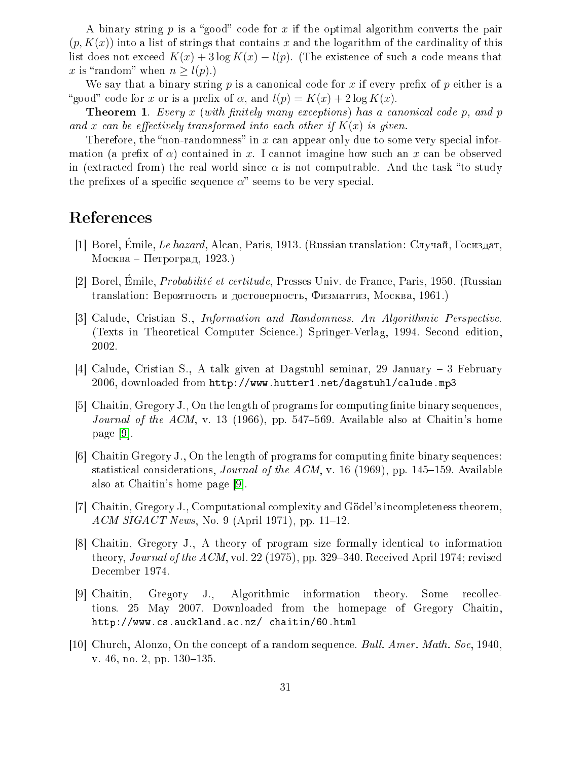A binary string $p$ is a "good" code for $x$ if the optimal algorithm converts the pair $(p, K(x))$ into a list of strings that contains $x$ and the logarithm of the cardinality of this list does not exceed $K(x) + 3 \log K(x) - l(p)$. (The existence of such a code means that $x$ is "random" when $n \geq l(p)$.)

We say that a binary string $p$ is a canonical code for $x$ if every prefix of $p$ either is a "good" code for $x$ or is a prefix of $\alpha$, and $l(p) = K(x) + 2 \log K(x)$.

**Theorem 1**. *Every $x$ (with finitely many exceptions) has a canonical code $p$, and $p$ and $x$ can be effectively transformed into each other if $K(x)$ is given.*

Therefore, the "non-randomness" in $x$ can appear only due to some very special information (a prefix of $\alpha$) contained in $x$. I cannot imagine how such an $x$ can be observed in (extracted from) the real world since $\alpha$ is not computable. And the task "to study the prefixes of a specific sequence $\alpha$" seems to be very special.

# References

[1] Borel, Émile, *Le hazard*, Alcan, Paris, 1913. (Russian translation: Случай, Госиздат, Москва – Петроград, 1923.)

[2] Borel, Émile, *Probabilité et certitude*, Presses Univ. de France, Paris, 1950. (Russian translation: Вероятность и достоверность, Физматгиз, Москва, 1961.)

[3] Calude, Cristian S., *Information and Randomness. An Algorithmic Perspective.* (Texts in Theoretical Computer Science.) Springer-Verlag, 1994. Second edition, 2002.

[4] Calude, Cristian S., A talk given at Dagstuhl seminar, 29 January – 3 February 2006, downloaded from http://www.hutter1.net/dagstuhl/calude.mp3

[5] Chaitin, Gregory J., On the length of programs for computing finite binary sequences, *Journal of the ACM*, v. 13 (1966), pp. 547–569. Available also at Chaitin's home page [9].

[6] Chaitin Gregory J., On the length of programs for computing finite binary sequences: statistical considerations, *Journal of the ACM*, v. 16 (1969), pp. 145–159. Available also at Chaitin's home page [9].

[7] Chaitin, Gregory J., Computational complexity and Gödel's incompleteness theorem, *ACM SIGACT News*, No. 9 (April 1971), pp. 11–12.

[8] Chaitin, Gregory J., A theory of program size formally identical to information theory, *Journal of the ACM*, vol. 22 (1975), pp. 329–340. Received April 1974; revised December 1974.

[9] Chaitin, Gregory J., Algorithmic information theory. Some recollections. 25 May 2007. Downloaded from the homepage of Gregory Chaitin, http://www.cs.auckland.ac.nz/ chaitin/60.html

[10] Church, Alonzo, On the concept of a random sequence. *Bull. Amer. Math. Soc*, 1940, v. 46, no. 2, pp. 130–135.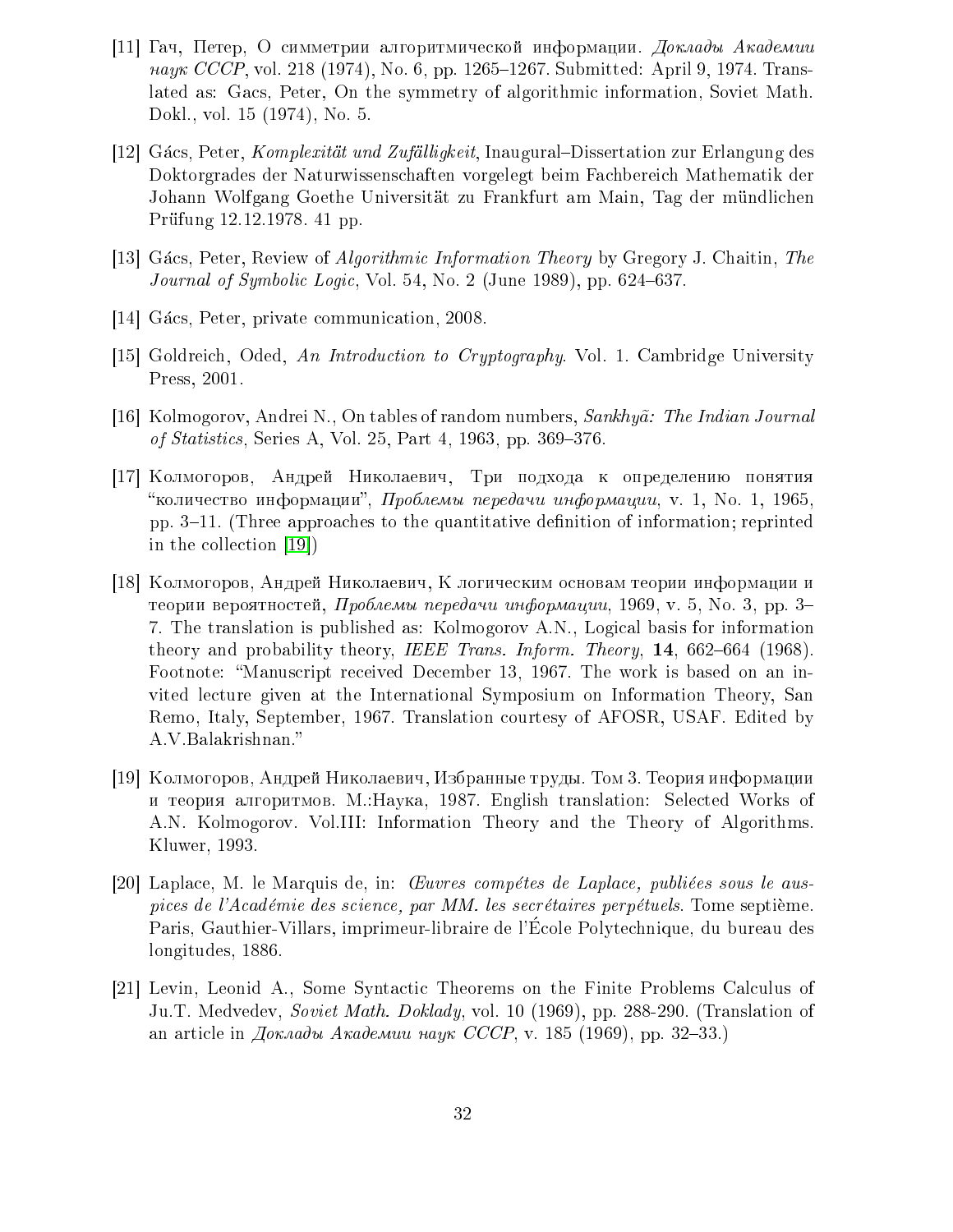[11] Гач, Петер, О симметрии алгоритмической информации. *Доклады Академии наук СССР*, vol. 218 (1974), No. 6, pp. 1265–1267. Submitted: April 9, 1974. Translated as: Gacs, Peter, On the symmetry of algorithmic information, Soviet Math. Dokl., vol. 15 (1974), No. 5.

[12] Gács, Peter, *Komplexität und Zufälligkeit*, Inaugural–Dissertation zur Erlangung des Doktorgrades der Naturwissenschaften vorgelegt beim Fachbereich Mathematik der Johann Wolfgang Goethe Universität zu Frankfurt am Main, Tag der mündlichen Prüfung 12.12.1978. 41 pp.

[13] Gács, Peter, Review of *Algorithmic Information Theory* by Gregory J. Chaitin, *The Journal of Symbolic Logic*, Vol. 54, No. 2 (June 1989), pp. 624–637.

[14] Gács, Peter, private communication, 2008.

[15] Goldreich, Oded, *An Introduction to Cryptography*. Vol. 1. Cambridge University Press, 2001.

[16] Kolmogorov, Andrei N., On tables of random numbers, *Sankhyã: The Indian Journal of Statistics*, Series A, Vol. 25, Part 4, 1963, pp. 369–376.

[17] Колмогоров, Андрей Николаевич, Три подхода к определению понятия "количество информации", *Проблемы передачи информации*, v. 1, No. 1, 1965, pp. 3–11. (Three approaches to the quantitative definition of information; reprinted in the collection [19])

[18] Колмогоров, Андрей Николаевич, К логическим основам теории информации и теории вероятностей, *Проблемы передачи информации*, 1969, v. 5, No. 3, pp. 3–7. The translation is published as: Kolmogorov A.N., Logical basis for information theory and probability theory, *IEEE Trans. Inform. Theory*, **14**, 662–664 (1968). Footnote: "Manuscript received December 13, 1967. The work is based on an invited lecture given at the International Symposium on Information Theory, San Remo, Italy, September, 1967. Translation courtesy of AFOSR, USAF. Edited by A.V.Balakrishnan."

[19] Колмогоров, Андрей Николаевич, Избранные труды. Том 3. Теория информации и теория алгоритмов. М.:Наука, 1987. English translation: Selected Works of A.N. Kolmogorov. Vol.III: Information Theory and the Theory of Algorithms. Kluwer, 1993.

[20] Laplace, M. le Marquis de, in: *Œuvres compétes de Laplace, publiées sous le auspices de l'Académie des science, par MM. les secrétaires perpétuels*. Tome septième. Paris, Gauthier-Villars, imprimeur-libraire de l'École Polytechnique, du bureau des longitudes, 1886.

[21] Levin, Leonid A., Some Syntactic Theorems on the Finite Problems Calculus of Ju.T. Medvedev, *Soviet Math. Doklady*, vol. 10 (1969), pp. 288-290. (Translation of an article in *Доклады Академии наук СССР*, v. 185 (1969), pp. 32–33.)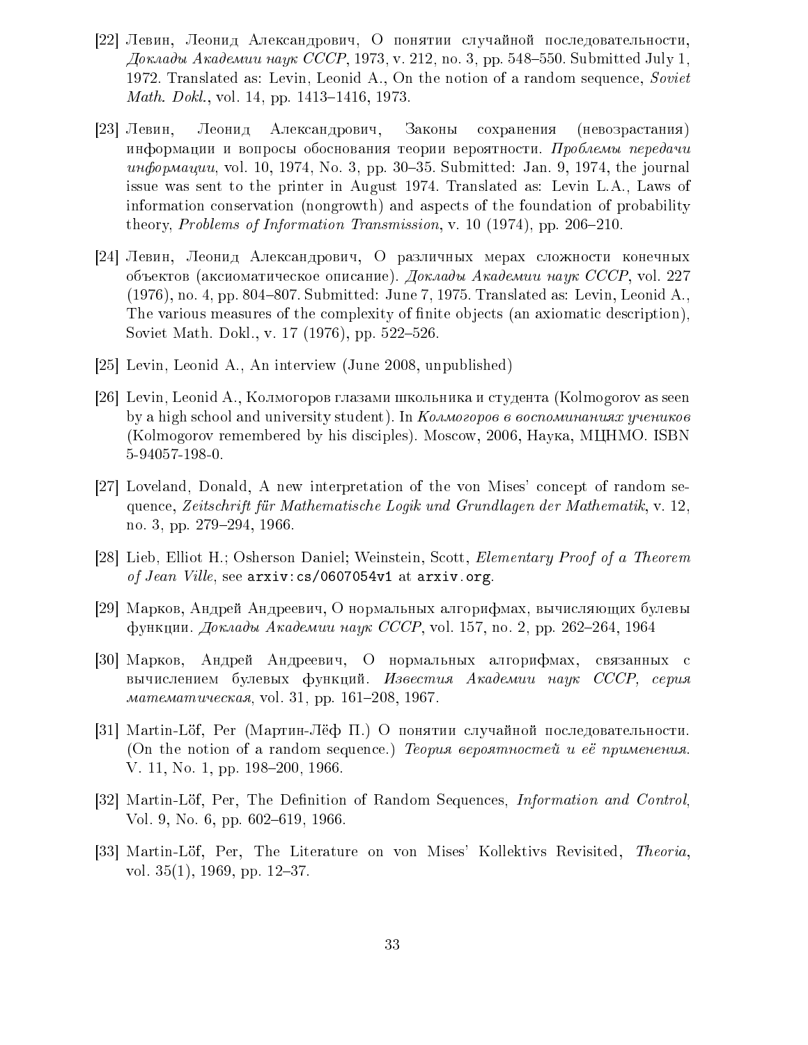[22] Левин, Леонид Александрович, О понятии случайной последовательности, *Доклады Академии наук СССР*, 1973, v. 212, no. 3, pp. 548–550. Submitted July 1, 1972. Translated as: Levin, Leonid A., On the notion of a random sequence, *Soviet Math. Dokl.*, vol. 14, pp. 1413–1416, 1973.

[23] Левин, Леонид Александрович, Законы сохранения (невозрастания) информации и вопросы обоснования теории вероятности. *Проблемы передачи информации*, vol. 10, 1974, No. 3, pp. 30–35. Submitted: Jan. 9, 1974, the journal issue was sent to the printer in August 1974. Translated as: Levin L.A., Laws of information conservation (nongrowth) and aspects of the foundation of probability theory, *Problems of Information Transmission*, v. 10 (1974), pp. 206–210.

[24] Левин, Леонид Александрович, О различных мерах сложности конечных объектов (аксиоматическое описание). *Доклады Академии наук СССР*, vol. 227 (1976), no. 4, pp. 804–807. Submitted: June 7, 1975. Translated as: Levin, Leonid A., The various measures of the complexity of finite objects (an axiomatic description), Soviet Math. Dokl., v. 17 (1976), pp. 522–526.

[25] Levin, Leonid A., An interview (June 2008, unpublished)

[26] Levin, Leonid A., Колмогоров глазами школьника и студента (Kolmogorov as seen by a high school and university student). In *Колмогоров в воспоминаниях учеников* (Kolmogorov remembered by his disciples). Moscow, 2006, Наука, МЦНМО. ISBN 5-94057-198-0.

[27] Loveland, Donald, A new interpretation of the von Mises' concept of random sequence, *Zeitschrift für Mathematische Logik und Grundlagen der Mathematik*, v. 12, no. 3, pp. 279–294, 1966.

[28] Lieb, Elliot H.; Osherson Daniel; Weinstein, Scott, *Elementary Proof of a Theorem of Jean Ville*, see `arxiv:cs/0607054v1` at `arxiv.org`.

[29] Марков, Андрей Андреевич, О нормальных алгорифмах, вычисляющих булевы функции. *Доклады Академии наук СССР*, vol. 157, no. 2, pp. 262–264, 1964

[30] Марков, Андрей Андреевич, О нормальных алгорифмах, связанных с вычислением булевых функций. *Известия Академии наук СССР, серия математическая*, vol. 31, pp. 161–208, 1967.

[31] Martin-Löf, Per (Мартин-Лёф П.) О понятии случайной последовательности. (On the notion of a random sequence.) *Теория вероятностей и её применения.* V. 11, No. 1, pp. 198–200, 1966.

[32] Martin-Löf, Per, The Definition of Random Sequences, *Information and Control*, Vol. 9, No. 6, pp. 602–619, 1966.

[33] Martin-Löf, Per, The Literature on von Mises' Kollektivs Revisited, *Theoria*, vol. 35(1), 1969, pp. 12–37.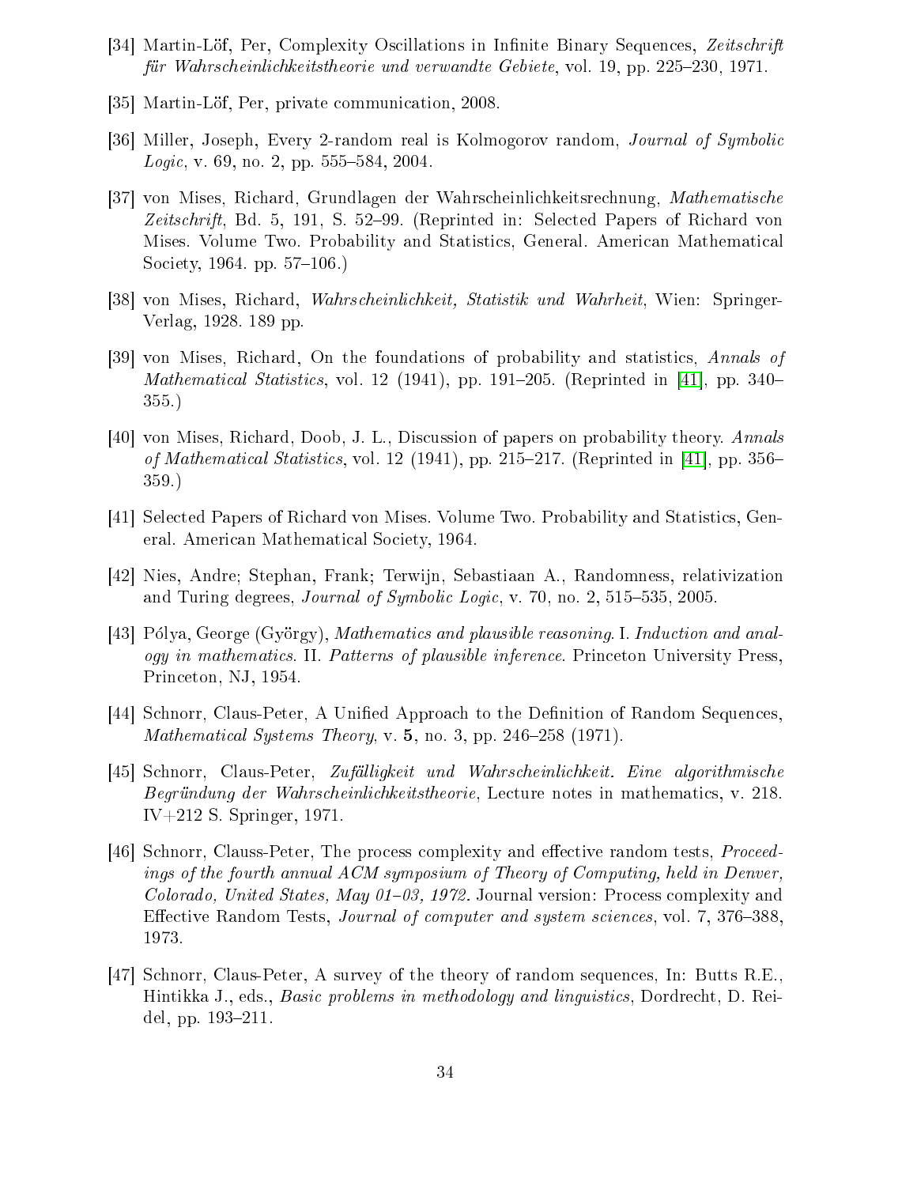[34] Martin-Löf, Per, Complexity Oscillations in Infinite Binary Sequences, *Zeitschrift für Wahrscheinlichkeitstheorie und verwandte Gebiete*, vol. 19, pp. 225–230, 1971.

[35] Martin-Löf, Per, private communication, 2008.

[36] Miller, Joseph, Every 2-random real is Kolmogorov random, *Journal of Symbolic Logic*, v. 69, no. 2, pp. 555–584, 2004.

[37] von Mises, Richard, Grundlagen der Wahrscheinlichkeitsrechnung, *Mathematische Zeitschrift*, Bd. 5, 191, S. 52–99. (Reprinted in: Selected Papers of Richard von Mises. Volume Two. Probability and Statistics, General. American Mathematical Society, 1964. pp. 57–106.)

[38] von Mises, Richard, *Wahrscheinlichkeit, Statistik und Wahrheit*, Wien: Springer-Verlag, 1928. 189 pp.

[39] von Mises, Richard, On the foundations of probability and statistics, *Annals of Mathematical Statistics*, vol. 12 (1941), pp. 191–205. (Reprinted in [41], pp. 340–355.)

[40] von Mises, Richard, Doob, J. L., Discussion of papers on probability theory. *Annals of Mathematical Statistics*, vol. 12 (1941), pp. 215–217. (Reprinted in [41], pp. 356–359.)

[41] Selected Papers of Richard von Mises. Volume Two. Probability and Statistics, General. American Mathematical Society, 1964.

[42] Nies, Andre; Stephan, Frank; Terwijn, Sebastiaan A., Randomness, relativization and Turing degrees, *Journal of Symbolic Logic*, v. 70, no. 2, 515–535, 2005.

[43] Pólya, George (György), *Mathematics and plausible reasoning*. I. *Induction and analogy in mathematics*. II. *Patterns of plausible inference*. Princeton University Press, Princeton, NJ, 1954.

[44] Schnorr, Claus-Peter, A Unified Approach to the Definition of Random Sequences, *Mathematical Systems Theory*, v. **5**, no. 3, pp. 246–258 (1971).

[45] Schnorr, Claus-Peter, *Zufälligkeit und Wahrscheinlichkeit. Eine algorithmische Begründung der Wahrscheinlichkeitstheorie*, Lecture notes in mathematics, v. 218. IV+212 S. Springer, 1971.

[46] Schnorr, Clauss-Peter, The process complexity and effective random tests, *Proceedings of the fourth annual ACM symposium of Theory of Computing, held in Denver, Colorado, United States, May 01–03, 1972.* Journal version: Process complexity and Effective Random Tests, *Journal of computer and system sciences*, vol. 7, 376–388, 1973.

[47] Schnorr, Claus-Peter, A survey of the theory of random sequences, In: Butts R.E., Hintikka J., eds., *Basic problems in methodology and linguistics*, Dordrecht, D. Reidel, pp. 193–211.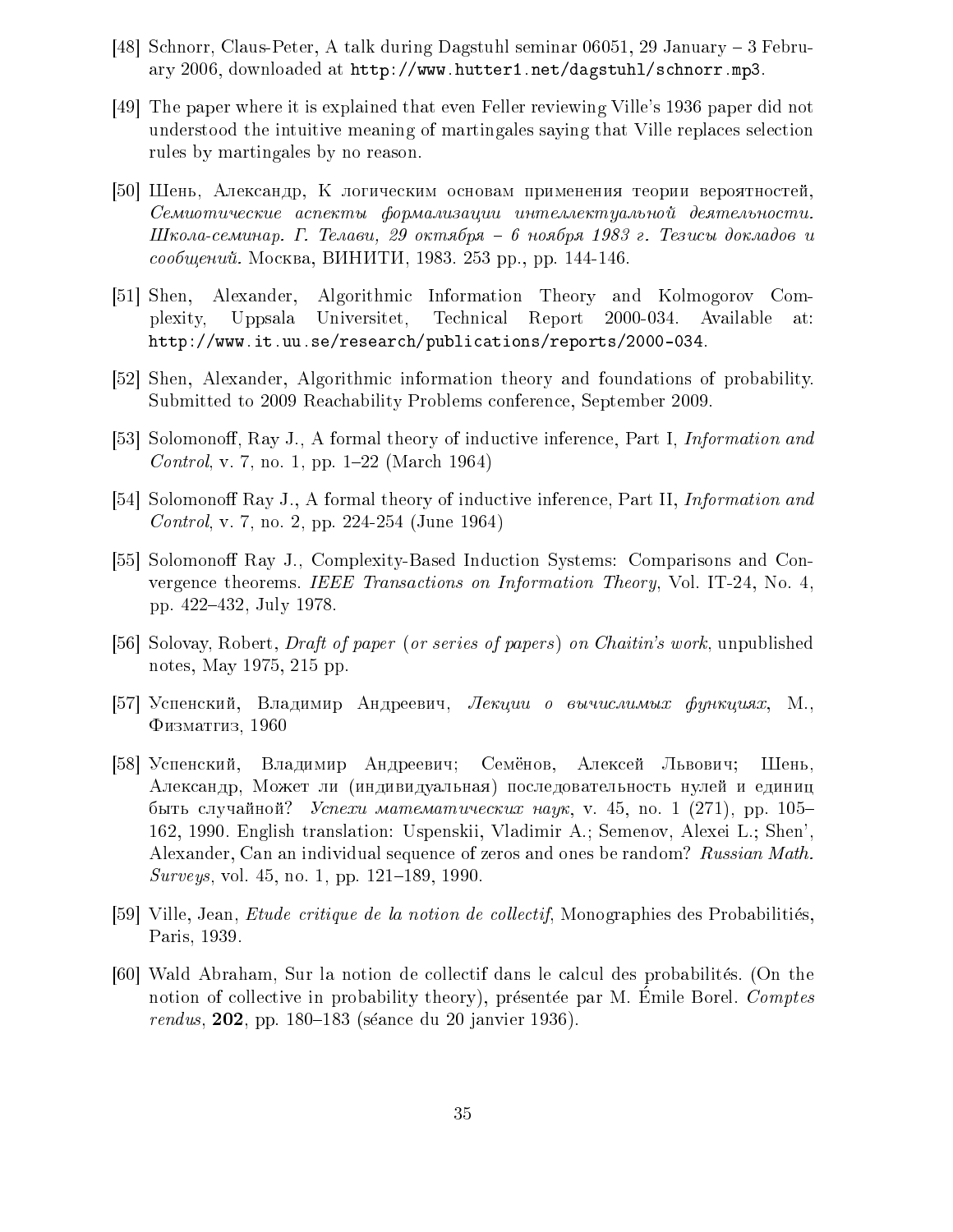[48] Schnorr, Claus-Peter, A talk during Dagstuhl seminar 06051, 29 January – 3 February 2006, downloaded at `http://www.hutter1.net/dagstuhl/schnorr.mp3`.

[49] The paper where it is explained that even Feller reviewing Ville's 1936 paper did not understood the intuitive meaning of martingales saying that Ville replaces selection rules by martingales by no reason.

[50] Шень, Александр, К логическим основам применения теории вероятностей, *Семиотические аспекты формализации интеллектуальной деятельности. Школа-семинар. Г. Телави, 29 октября – 6 ноября 1983 г. Тезисы докладов и сообщений.* Москва, ВИНИТИ, 1983. 253 pp., pp. 144-146.

[51] Shen, Alexander, Algorithmic Information Theory and Kolmogorov Complexity, Uppsala Universitet, Technical Report 2000-034. Available at: `http://www.it.uu.se/research/publications/reports/2000-034`.

[52] Shen, Alexander, Algorithmic information theory and foundations of probability. Submitted to 2009 Reachability Problems conference, September 2009.

[53] Solomonoff, Ray J., A formal theory of inductive inference, Part I, *Information and Control*, v. 7, no. 1, pp. 1–22 (March 1964)

[54] Solomonoff Ray J., A formal theory of inductive inference, Part II, *Information and Control*, v. 7, no. 2, pp. 224-254 (June 1964)

[55] Solomonoff Ray J., Complexity-Based Induction Systems: Comparisons and Convergence theorems. *IEEE Transactions on Information Theory*, Vol. IT-24, No. 4, pp. 422–432, July 1978.

[56] Solovay, Robert, *Draft of paper (or series of papers) on Chaitin's work*, unpublished notes, May 1975, 215 pp.

[57] Успенский, Владимир Андреевич, *Лекции о вычислимых функциях*, М., Физматгиз, 1960

[58] Успенский, Владимир Андреевич; Семёнов, Алексей Львович; Шень, Александр, Может ли (индивидуальная) последовательность нулей и единиц быть случайной? *Успехи математических наук*, v. 45, no. 1 (271), pp. 105–162, 1990. English translation: Uspenskii, Vladimir A.; Semenov, Alexei L.; Shen', Alexander, Can an individual sequence of zeros and ones be random? *Russian Math. Surveys*, vol. 45, no. 1, pp. 121–189, 1990.

[59] Ville, Jean, *Etude critique de la notion de collectif*, Monographies des Probabilitiés, Paris, 1939.

[60] Wald Abraham, Sur la notion de collectif dans le calcul des probabilités. (On the notion of collective in probability theory), présentée par M. Émile Borel. *Comptes rendus*, **202**, pp. 180–183 (séance du 20 janvier 1936).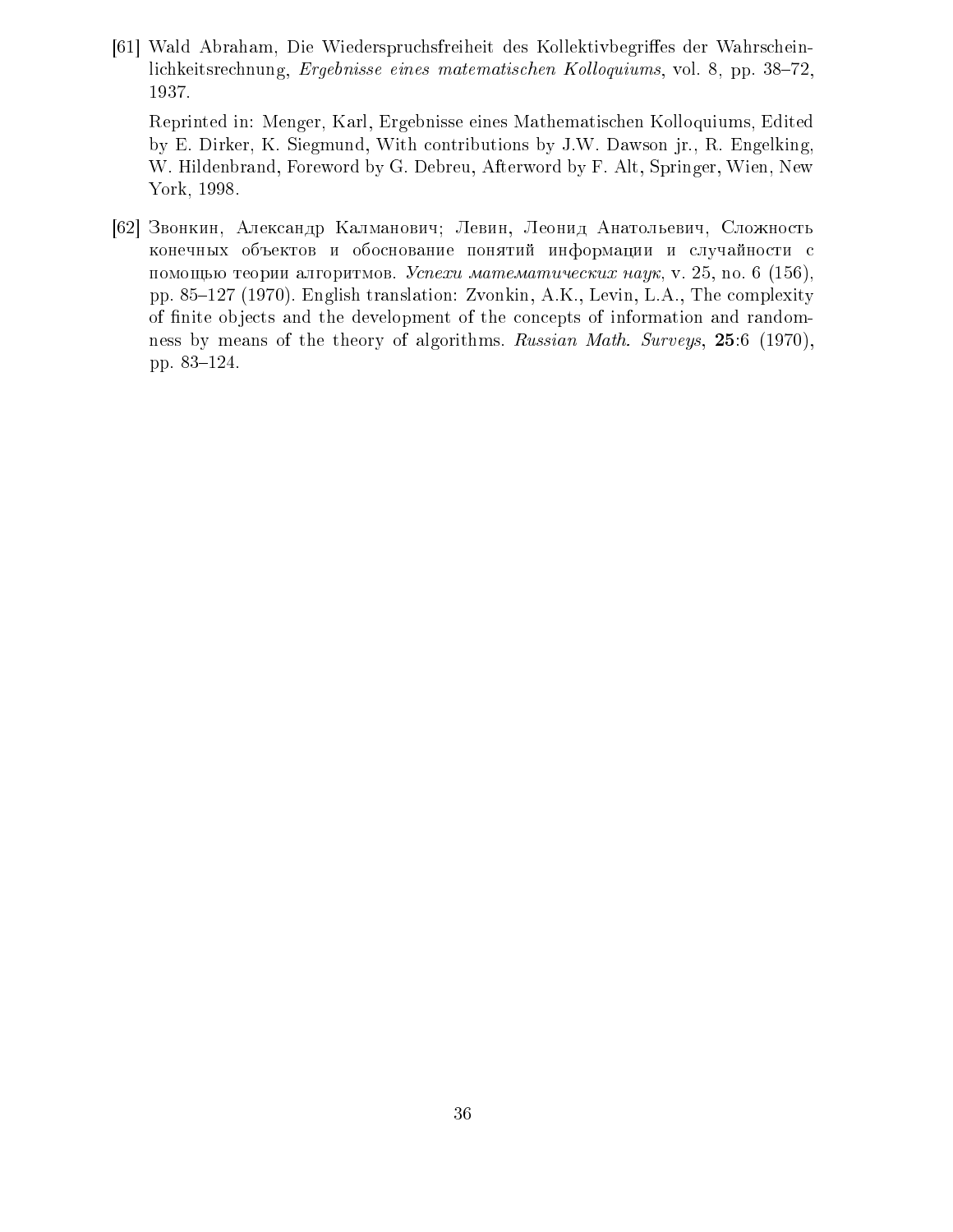[61] Wald Abraham, Die Wiederspruchsfreiheit des Kollektivbegriffes der Wahrscheinlichkeitsrechnung, *Ergebnisse eines matematischen Kolloquiums*, vol. 8, pp. 38–72, 1937.

Reprinted in: Menger, Karl, Ergebnisse eines Mathematischen Kolloquiums, Edited by E. Dirker, K. Siegmund, With contributions by J.W. Dawson jr., R. Engelking, W. Hildenbrand, Foreword by G. Debreu, Afterword by F. Alt, Springer, Wien, New York, 1998.

[62] Звонкин, Александр Калманович; Левин, Леонид Анатольевич, Сложность конечных объектов и обоснование понятий информации и случайности с помощью теории алгоритмов. *Успехи математических наук*, v. 25, no. 6 (156), pp. 85–127 (1970). English translation: Zvonkin, A.K., Levin, L.A., The complexity of finite objects and the development of the concepts of information and randomness by means of the theory of algorithms. *Russian Math. Surveys*, **25**:6 (1970), pp. 83–124.